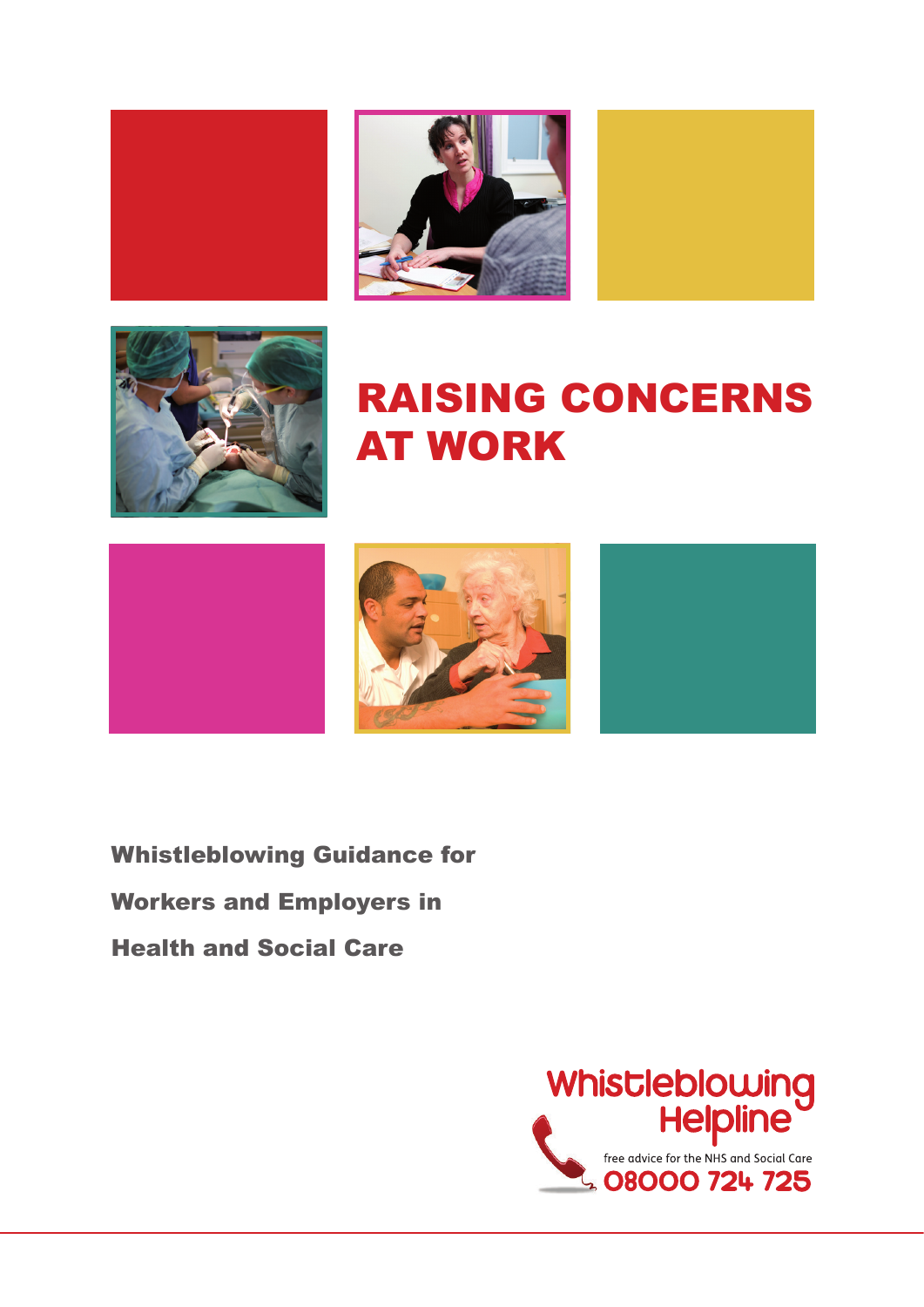# RAISING CONCERNS AT WORK

**Whistleblowing Guidance for Workers and Employers in Health and Social Care**

Whistleblowing Helpline

free advice for the NHS and Social Care

08000 724 725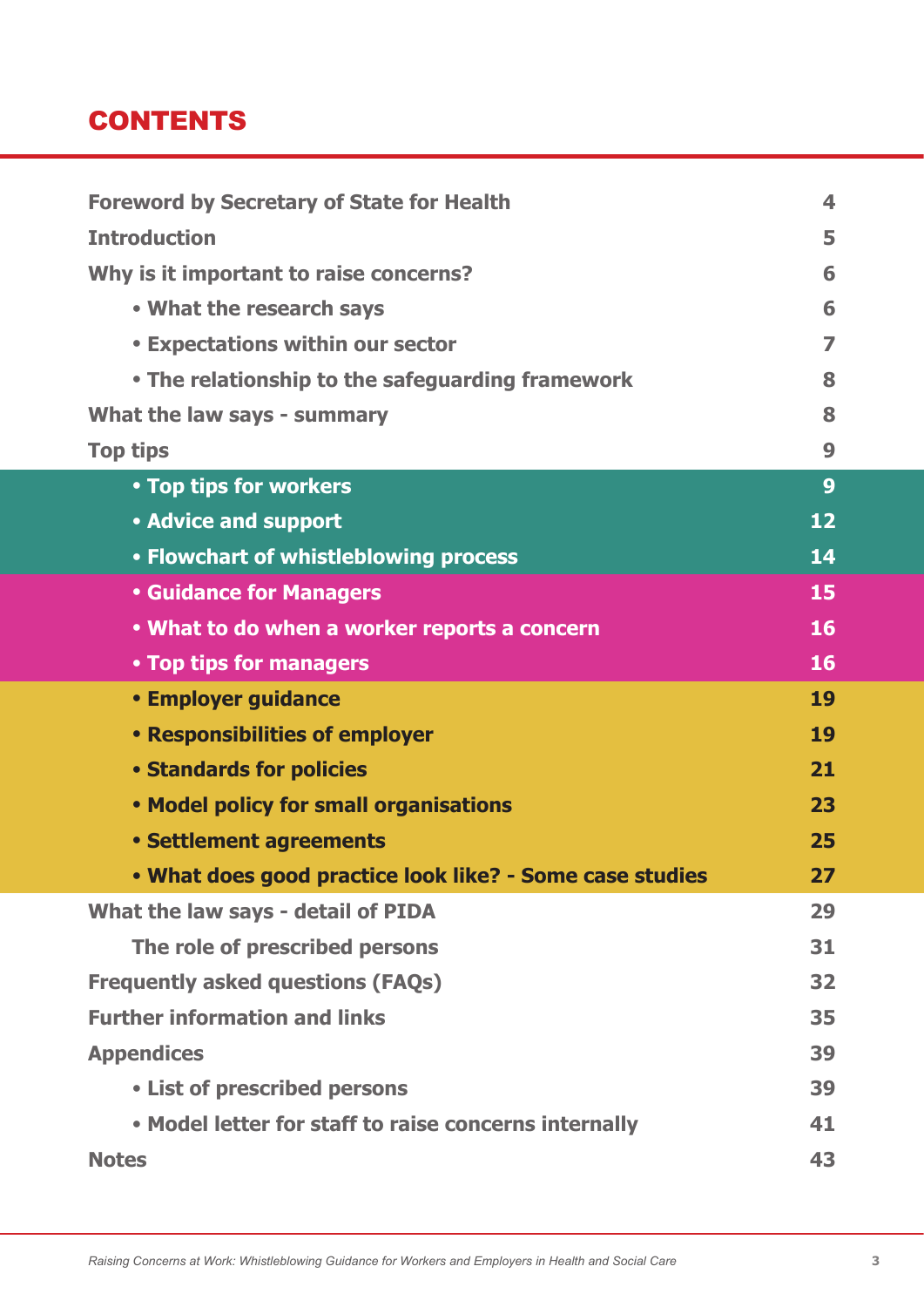# CONTENTS

| | |
|---|---|
| **Foreword by Secretary of State for Health** | **4** |
| **Introduction** | **5** |
| **Why is it important to raise concerns?** | **6** |
| • What the research says | 6 |
| • Expectations within our sector | 7 |
| • The relationship to the safeguarding framework | 8 |
| **What the law says - summary** | **8** |
| **Top tips** | **9** |
| • Top tips for workers | 9 |
| • Advice and support | 12 |
| • Flowchart of whistleblowing process | 14 |
| • Guidance for Managers | 15 |
| • What to do when a worker reports a concern | 16 |
| • Top tips for managers | 16 |
| • Employer guidance | 19 |
| • Responsibilities of employer | 19 |
| • Standards for policies | 21 |
| • Model policy for small organisations | 23 |
| • Settlement agreements | 25 |
| • What does good practice look like? - Some case studies | 27 |
| **What the law says - detail of PIDA** | **29** |
| The role of prescribed persons | 31 |
| **Frequently asked questions (FAQs)** | **32** |
| **Further information and links** | **35** |
| **Appendices** | **39** |
| • List of prescribed persons | 39 |
| • Model letter for staff to raise concerns internally | 41 |
| **Notes** | **43** |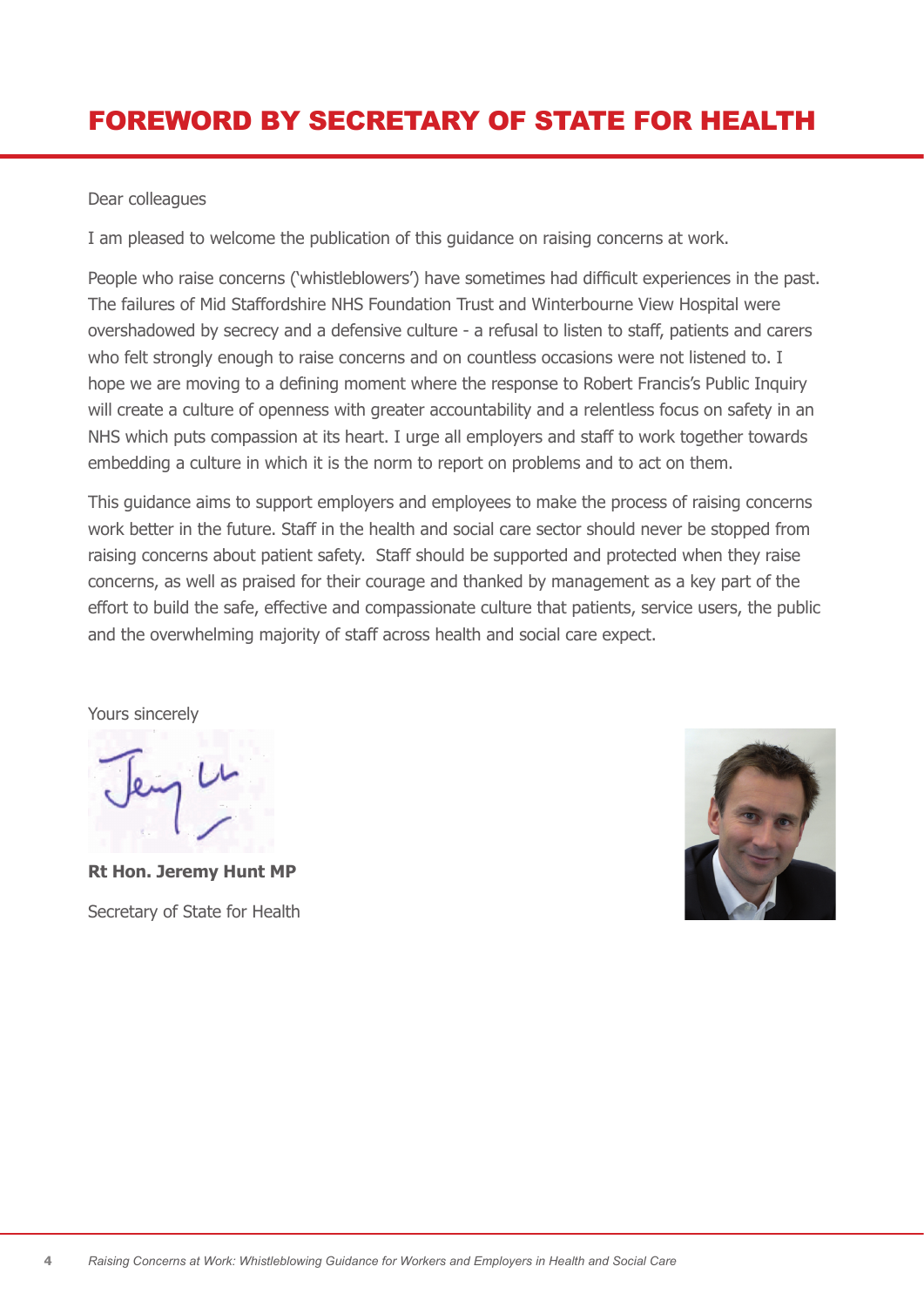# FOREWORD BY SECRETARY OF STATE FOR HEALTH

Dear colleagues

I am pleased to welcome the publication of this guidance on raising concerns at work.

People who raise concerns ('whistleblowers') have sometimes had difficult experiences in the past. The failures of Mid Staffordshire NHS Foundation Trust and Winterbourne View Hospital were overshadowed by secrecy and a defensive culture - a refusal to listen to staff, patients and carers who felt strongly enough to raise concerns and on countless occasions were not listened to. I hope we are moving to a defining moment where the response to Robert Francis's Public Inquiry will create a culture of openness with greater accountability and a relentless focus on safety in an NHS which puts compassion at its heart. I urge all employers and staff to work together towards embedding a culture in which it is the norm to report on problems and to act on them.

This guidance aims to support employers and employees to make the process of raising concerns work better in the future. Staff in the health and social care sector should never be stopped from raising concerns about patient safety. Staff should be supported and protected when they raise concerns, as well as praised for their courage and thanked by management as a key part of the effort to build the safe, effective and compassionate culture that patients, service users, the public and the overwhelming majority of staff across health and social care expect.

Yours sincerely

**Rt Hon. Jeremy Hunt MP**

Secretary of State for Health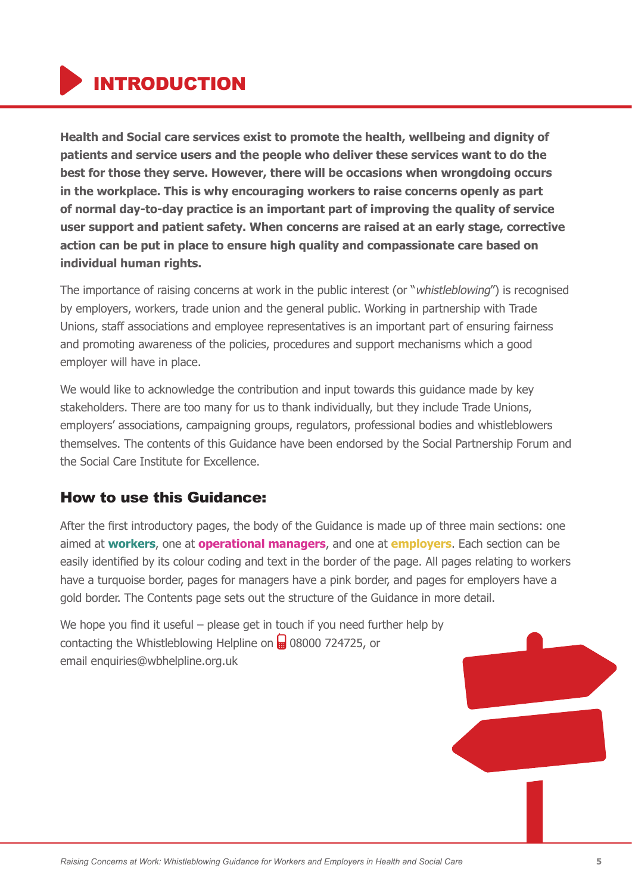# INTRODUCTION

**Health and Social care services exist to promote the health, wellbeing and dignity of patients and service users and the people who deliver these services want to do the best for those they serve. However, there will be occasions when wrongdoing occurs in the workplace. This is why encouraging workers to raise concerns openly as part of normal day-to-day practice is an important part of improving the quality of service user support and patient safety. When concerns are raised at an early stage, corrective action can be put in place to ensure high quality and compassionate care based on individual human rights.**

The importance of raising concerns at work in the public interest (or "*whistleblowing*") is recognised by employers, workers, trade union and the general public. Working in partnership with Trade Unions, staff associations and employee representatives is an important part of ensuring fairness and promoting awareness of the policies, procedures and support mechanisms which a good employer will have in place.

We would like to acknowledge the contribution and input towards this guidance made by key stakeholders. There are too many for us to thank individually, but they include Trade Unions, employers' associations, campaigning groups, regulators, professional bodies and whistleblowers themselves. The contents of this Guidance have been endorsed by the Social Partnership Forum and the Social Care Institute for Excellence.

## How to use this Guidance:

After the first introductory pages, the body of the Guidance is made up of three main sections: one aimed at **workers**, one at **operational managers**, and one at **employers**. Each section can be easily identified by its colour coding and text in the border of the page. All pages relating to workers have a turquoise border, pages for managers have a pink border, and pages for employers have a gold border. The Contents page sets out the structure of the Guidance in more detail.

We hope you find it useful – please get in touch if you need further help by contacting the Whistleblowing Helpline on 08000 724725, or email enquiries@wbhelpline.org.uk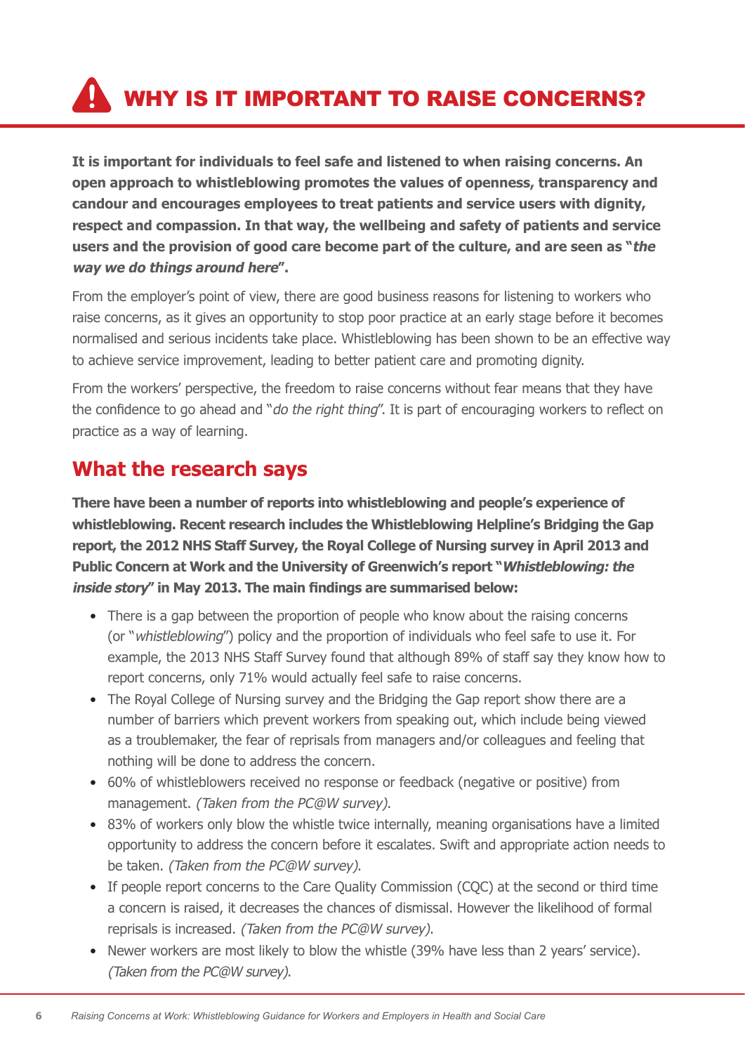# WHY IS IT IMPORTANT TO RAISE CONCERNS?

**It is important for individuals to feel safe and listened to when raising concerns. An open approach to whistleblowing promotes the values of openness, transparency and candour and encourages employees to treat patients and service users with dignity, respect and compassion. In that way, the wellbeing and safety of patients and service users and the provision of good care become part of the culture, and are seen as "*the way we do things around here*".**

From the employer's point of view, there are good business reasons for listening to workers who raise concerns, as it gives an opportunity to stop poor practice at an early stage before it becomes normalised and serious incidents take place. Whistleblowing has been shown to be an effective way to achieve service improvement, leading to better patient care and promoting dignity.

From the workers' perspective, the freedom to raise concerns without fear means that they have the confidence to go ahead and "*do the right thing*". It is part of encouraging workers to reflect on practice as a way of learning.

## What the research says

**There have been a number of reports into whistleblowing and people's experience of whistleblowing. Recent research includes the Whistleblowing Helpline's Bridging the Gap report, the 2012 NHS Staff Survey, the Royal College of Nursing survey in April 2013 and Public Concern at Work and the University of Greenwich's report "*Whistleblowing: the inside story*" in May 2013. The main findings are summarised below:**

- There is a gap between the proportion of people who know about the raising concerns (or "*whistleblowing*") policy and the proportion of individuals who feel safe to use it. For example, the 2013 NHS Staff Survey found that although 89% of staff say they know how to report concerns, only 71% would actually feel safe to raise concerns.
- The Royal College of Nursing survey and the Bridging the Gap report show there are a number of barriers which prevent workers from speaking out, which include being viewed as a troublemaker, the fear of reprisals from managers and/or colleagues and feeling that nothing will be done to address the concern.
- 60% of whistleblowers received no response or feedback (negative or positive) from management. *(Taken from the PC@W survey)*.
- 83% of workers only blow the whistle twice internally, meaning organisations have a limited opportunity to address the concern before it escalates. Swift and appropriate action needs to be taken. *(Taken from the PC@W survey)*.
- If people report concerns to the Care Quality Commission (CQC) at the second or third time a concern is raised, it decreases the chances of dismissal. However the likelihood of formal reprisals is increased. *(Taken from the PC@W survey)*.
- Newer workers are most likely to blow the whistle (39% have less than 2 years' service). *(Taken from the PC@W survey)*.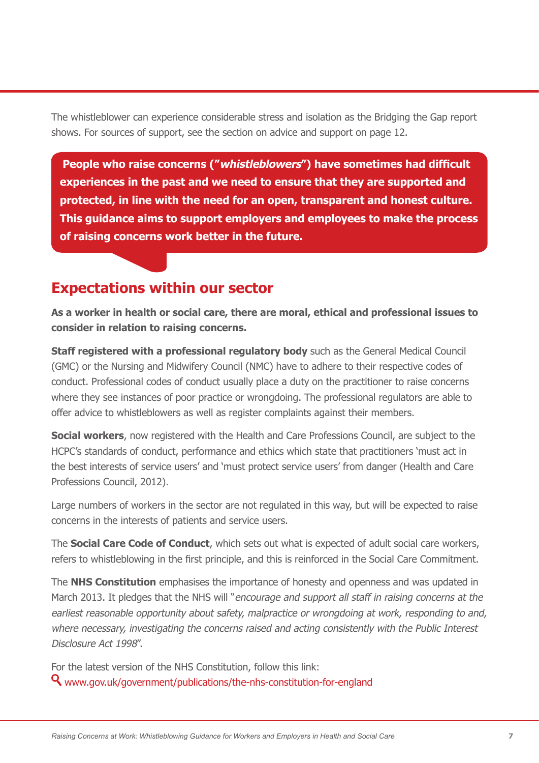The whistleblower can experience considerable stress and isolation as the Bridging the Gap report shows. For sources of support, see the section on advice and support on page 12.

> **People who raise concerns ("*whistleblowers*") have sometimes had difficult experiences in the past and we need to ensure that they are supported and protected, in line with the need for an open, transparent and honest culture. This guidance aims to support employers and employees to make the process of raising concerns work better in the future.**

## Expectations within our sector

**As a worker in health or social care, there are moral, ethical and professional issues to consider in relation to raising concerns.**

**Staff registered with a professional regulatory body** such as the General Medical Council (GMC) or the Nursing and Midwifery Council (NMC) have to adhere to their respective codes of conduct. Professional codes of conduct usually place a duty on the practitioner to raise concerns where they see instances of poor practice or wrongdoing. The professional regulators are able to offer advice to whistleblowers as well as register complaints against their members.

**Social workers**, now registered with the Health and Care Professions Council, are subject to the HCPC's standards of conduct, performance and ethics which state that practitioners 'must act in the best interests of service users' and 'must protect service users' from danger (Health and Care Professions Council, 2012).

Large numbers of workers in the sector are not regulated in this way, but will be expected to raise concerns in the interests of patients and service users.

The **Social Care Code of Conduct**, which sets out what is expected of adult social care workers, refers to whistleblowing in the first principle, and this is reinforced in the Social Care Commitment.

The **NHS Constitution** emphasises the importance of honesty and openness and was updated in March 2013. It pledges that the NHS will "*encourage and support all staff in raising concerns at the earliest reasonable opportunity about safety, malpractice or wrongdoing at work, responding to and, where necessary, investigating the concerns raised and acting consistently with the Public Interest Disclosure Act 1998*".

For the latest version of the NHS Constitution, follow this link:
www.gov.uk/government/publications/the-nhs-constitution-for-england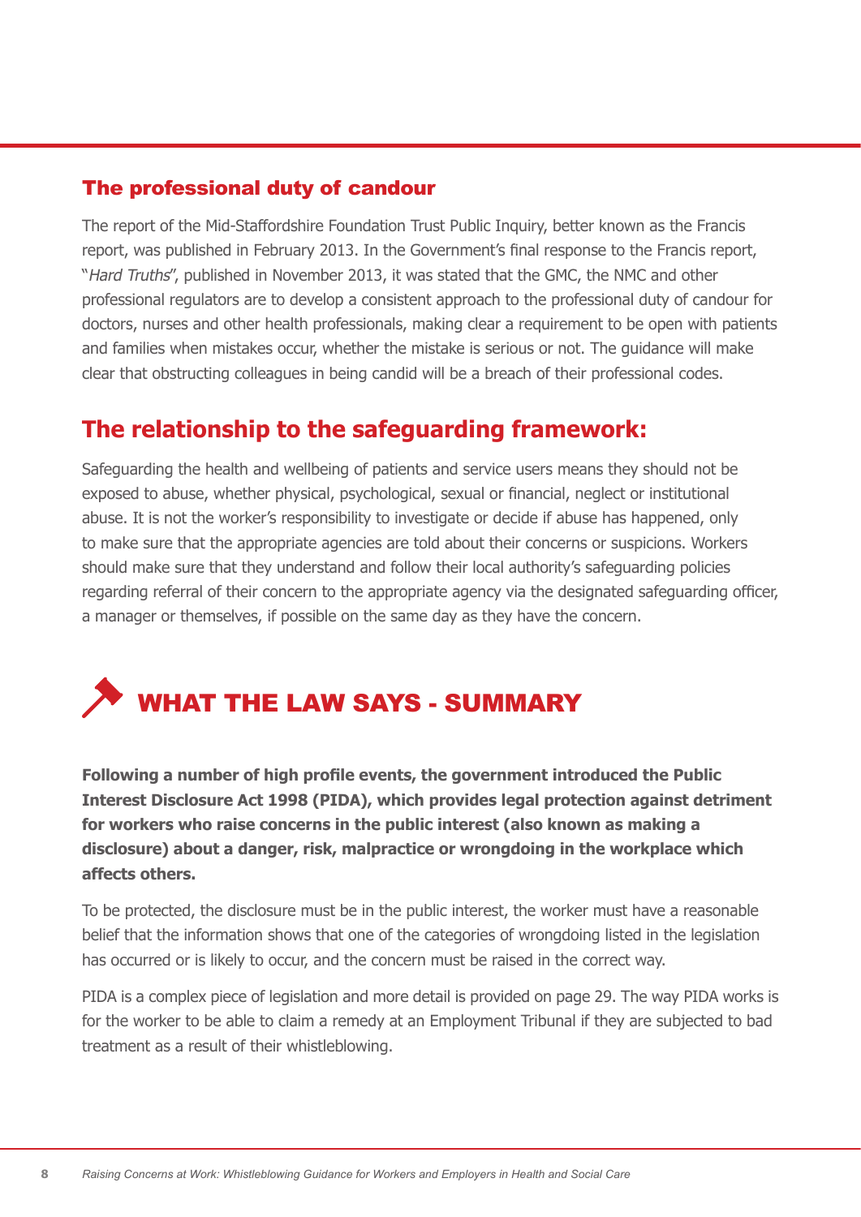## The professional duty of candour

The report of the Mid-Staffordshire Foundation Trust Public Inquiry, better known as the Francis report, was published in February 2013. In the Government's final response to the Francis report, "*Hard Truths*", published in November 2013, it was stated that the GMC, the NMC and other professional regulators are to develop a consistent approach to the professional duty of candour for doctors, nurses and other health professionals, making clear a requirement to be open with patients and families when mistakes occur, whether the mistake is serious or not. The guidance will make clear that obstructing colleagues in being candid will be a breach of their professional codes.

## The relationship to the safeguarding framework:

Safeguarding the health and wellbeing of patients and service users means they should not be exposed to abuse, whether physical, psychological, sexual or financial, neglect or institutional abuse. It is not the worker's responsibility to investigate or decide if abuse has happened, only to make sure that the appropriate agencies are told about their concerns or suspicions. Workers should make sure that they understand and follow their local authority's safeguarding policies regarding referral of their concern to the appropriate agency via the designated safeguarding officer, a manager or themselves, if possible on the same day as they have the concern.

# WHAT THE LAW SAYS - SUMMARY

**Following a number of high profile events, the government introduced the Public Interest Disclosure Act 1998 (PIDA), which provides legal protection against detriment for workers who raise concerns in the public interest (also known as making a disclosure) about a danger, risk, malpractice or wrongdoing in the workplace which affects others.**

To be protected, the disclosure must be in the public interest, the worker must have a reasonable belief that the information shows that one of the categories of wrongdoing listed in the legislation has occurred or is likely to occur, and the concern must be raised in the correct way.

PIDA is a complex piece of legislation and more detail is provided on page 29. The way PIDA works is for the worker to be able to claim a remedy at an Employment Tribunal if they are subjected to bad treatment as a result of their whistleblowing.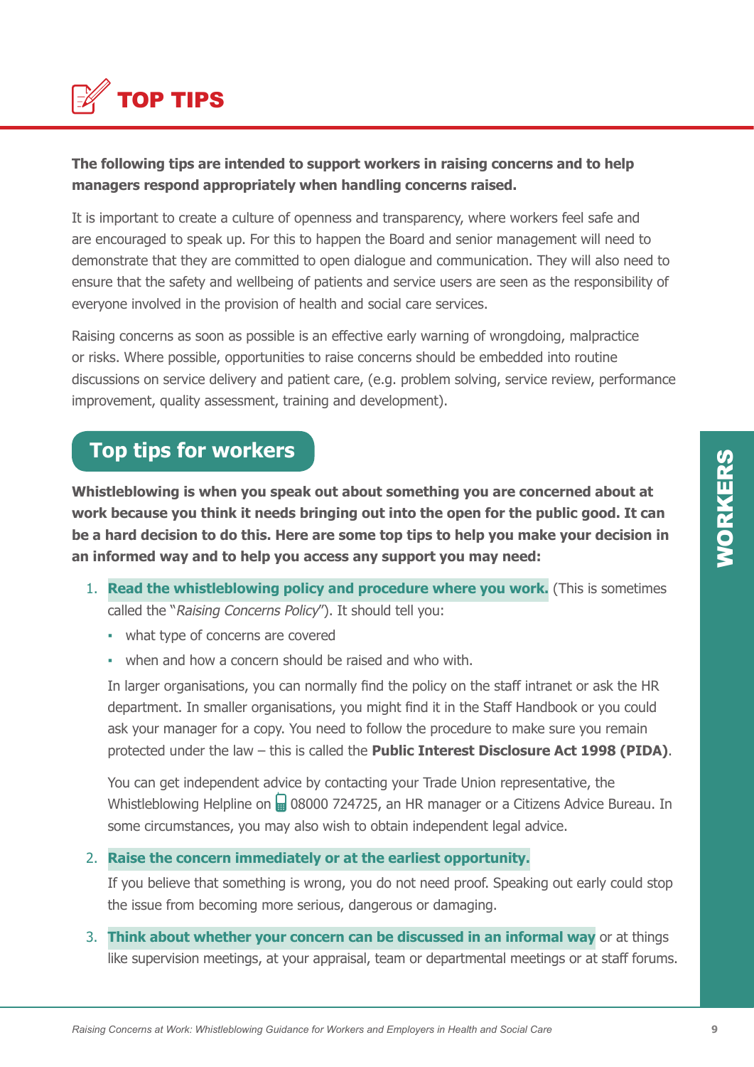# TOP TIPS

**The following tips are intended to support workers in raising concerns and to help managers respond appropriately when handling concerns raised.**

It is important to create a culture of openness and transparency, where workers feel safe and are encouraged to speak up. For this to happen the Board and senior management will need to demonstrate that they are committed to open dialogue and communication. They will also need to ensure that the safety and wellbeing of patients and service users are seen as the responsibility of everyone involved in the provision of health and social care services.

Raising concerns as soon as possible is an effective early warning of wrongdoing, malpractice or risks. Where possible, opportunities to raise concerns should be embedded into routine discussions on service delivery and patient care, (e.g. problem solving, service review, performance improvement, quality assessment, training and development).

## Top tips for workers

**Whistleblowing is when you speak out about something you are concerned about at work because you think it needs bringing out into the open for the public good. It can be a hard decision to do this. Here are some top tips to help you make your decision in an informed way and to help you access any support you may need:**

1. **Read the whistleblowing policy and procedure where you work.** (This is sometimes called the "*Raising Concerns Policy*"). It should tell you:
   - what type of concerns are covered
   - when and how a concern should be raised and who with.

   In larger organisations, you can normally find the policy on the staff intranet or ask the HR department. In smaller organisations, you might find it in the Staff Handbook or you could ask your manager for a copy. You need to follow the procedure to make sure you remain protected under the law – this is called the **Public Interest Disclosure Act 1998 (PIDA)**.

   You can get independent advice by contacting your Trade Union representative, the Whistleblowing Helpline on 08000 724725, an HR manager or a Citizens Advice Bureau. In some circumstances, you may also wish to obtain independent legal advice.

2. **Raise the concern immediately or at the earliest opportunity.**

   If you believe that something is wrong, you do not need proof. Speaking out early could stop the issue from becoming more serious, dangerous or damaging.

3. **Think about whether your concern can be discussed in an informal way** or at things like supervision meetings, at your appraisal, team or departmental meetings or at staff forums.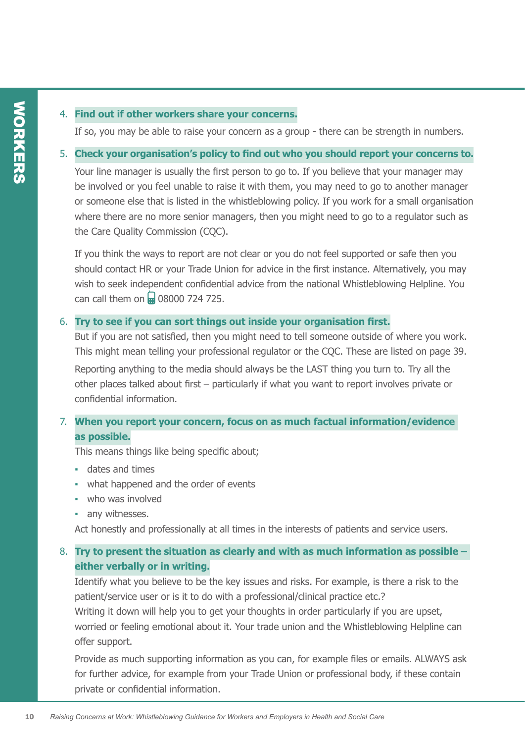4. **Find out if other workers share your concerns.**

   If so, you may be able to raise your concern as a group - there can be strength in numbers.

5. **Check your organisation's policy to find out who you should report your concerns to.**

   Your line manager is usually the first person to go to. If you believe that your manager may be involved or you feel unable to raise it with them, you may need to go to another manager or someone else that is listed in the whistleblowing policy. If you work for a small organisation where there are no more senior managers, then you might need to go to a regulator such as the Care Quality Commission (CQC).

   If you think the ways to report are not clear or you do not feel supported or safe then you should contact HR or your Trade Union for advice in the first instance. Alternatively, you may wish to seek independent confidential advice from the national Whistleblowing Helpline. You can call them on 08000 724 725.

6. **Try to see if you can sort things out inside your organisation first.**

   But if you are not satisfied, then you might need to tell someone outside of where you work. This might mean telling your professional regulator or the CQC. These are listed on page 39.

   Reporting anything to the media should always be the LAST thing you turn to. Try all the other places talked about first – particularly if what you want to report involves private or confidential information.

7. **When you report your concern, focus on as much factual information/evidence as possible.**

   This means things like being specific about;

   - dates and times
   - what happened and the order of events
   - who was involved
   - any witnesses.

   Act honestly and professionally at all times in the interests of patients and service users.

8. **Try to present the situation as clearly and with as much information as possible – either verbally or in writing.**

   Identify what you believe to be the key issues and risks. For example, is there a risk to the patient/service user or is it to do with a professional/clinical practice etc.?
   Writing it down will help you to get your thoughts in order particularly if you are upset, worried or feeling emotional about it. Your trade union and the Whistleblowing Helpline can offer support.

   Provide as much supporting information as you can, for example files or emails. ALWAYS ask for further advice, for example from your Trade Union or professional body, if these contain private or confidential information.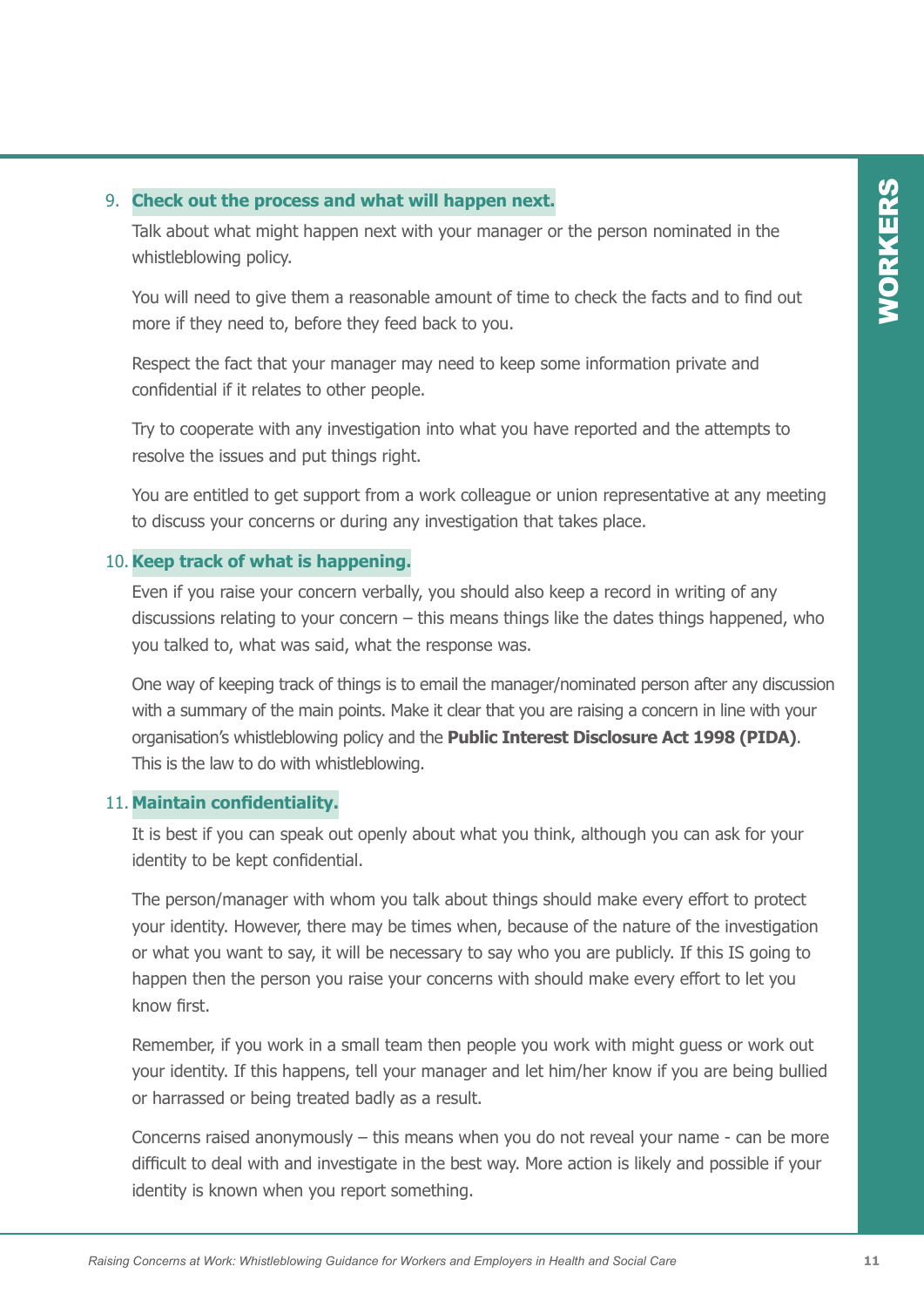9. **Check out the process and what will happen next.**

   Talk about what might happen next with your manager or the person nominated in the whistleblowing policy.

   You will need to give them a reasonable amount of time to check the facts and to find out more if they need to, before they feed back to you.

   Respect the fact that your manager may need to keep some information private and confidential if it relates to other people.

   Try to cooperate with any investigation into what you have reported and the attempts to resolve the issues and put things right.

   You are entitled to get support from a work colleague or union representative at any meeting to discuss your concerns or during any investigation that takes place.

10. **Keep track of what is happening.**

    Even if you raise your concern verbally, you should also keep a record in writing of any discussions relating to your concern – this means things like the dates things happened, who you talked to, what was said, what the response was.

    One way of keeping track of things is to email the manager/nominated person after any discussion with a summary of the main points. Make it clear that you are raising a concern in line with your organisation's whistleblowing policy and the **Public Interest Disclosure Act 1998 (PIDA)**. This is the law to do with whistleblowing.

11. **Maintain confidentiality.**

    It is best if you can speak out openly about what you think, although you can ask for your identity to be kept confidential.

    The person/manager with whom you talk about things should make every effort to protect your identity. However, there may be times when, because of the nature of the investigation or what you want to say, it will be necessary to say who you are publicly. If this IS going to happen then the person you raise your concerns with should make every effort to let you know first.

    Remember, if you work in a small team then people you work with might guess or work out your identity. If this happens, tell your manager and let him/her know if you are being bullied or harrassed or being treated badly as a result.

    Concerns raised anonymously – this means when you do not reveal your name - can be more difficult to deal with and investigate in the best way. More action is likely and possible if your identity is known when you report something.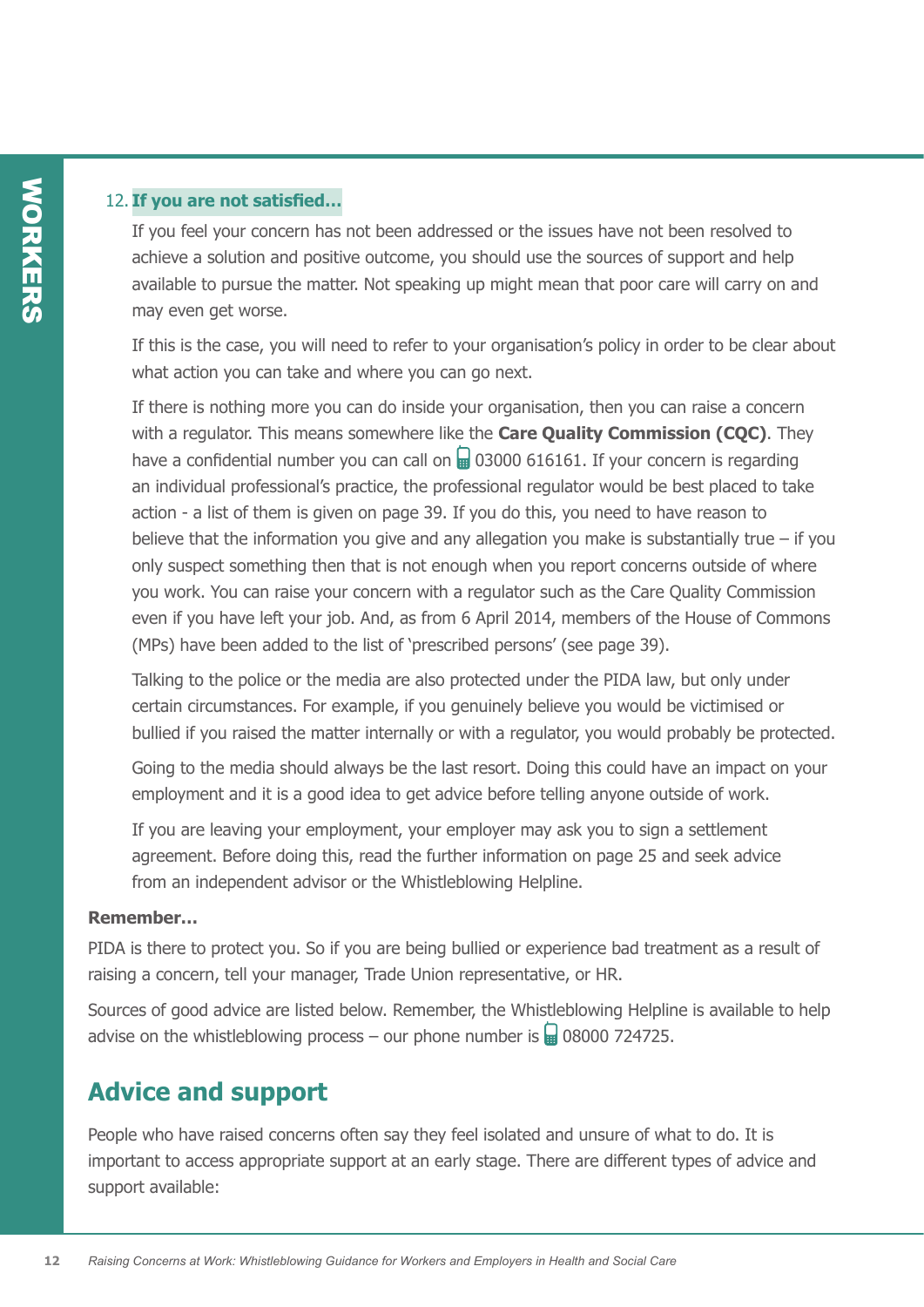12. **If you are not satisfied...**

If you feel your concern has not been addressed or the issues have not been resolved to achieve a solution and positive outcome, you should use the sources of support and help available to pursue the matter. Not speaking up might mean that poor care will carry on and may even get worse.

If this is the case, you will need to refer to your organisation's policy in order to be clear about what action you can take and where you can go next.

If there is nothing more you can do inside your organisation, then you can raise a concern with a regulator. This means somewhere like the **Care Quality Commission (CQC)**. They have a confidential number you can call on 03000 616161. If your concern is regarding an individual professional's practice, the professional regulator would be best placed to take action - a list of them is given on page 39. If you do this, you need to have reason to believe that the information you give and any allegation you make is substantially true – if you only suspect something then that is not enough when you report concerns outside of where you work. You can raise your concern with a regulator such as the Care Quality Commission even if you have left your job. And, as from 6 April 2014, members of the House of Commons (MPs) have been added to the list of 'prescribed persons' (see page 39).

Talking to the police or the media are also protected under the PIDA law, but only under certain circumstances. For example, if you genuinely believe you would be victimised or bullied if you raised the matter internally or with a regulator, you would probably be protected.

Going to the media should always be the last resort. Doing this could have an impact on your employment and it is a good idea to get advice before telling anyone outside of work.

If you are leaving your employment, your employer may ask you to sign a settlement agreement. Before doing this, read the further information on page 25 and seek advice from an independent advisor or the Whistleblowing Helpline.

**Remember...**

PIDA is there to protect you. So if you are being bullied or experience bad treatment as a result of raising a concern, tell your manager, Trade Union representative, or HR.

Sources of good advice are listed below. Remember, the Whistleblowing Helpline is available to help advise on the whistleblowing process – our phone number is 08000 724725.

## Advice and support

People who have raised concerns often say they feel isolated and unsure of what to do. It is important to access appropriate support at an early stage. There are different types of advice and support available: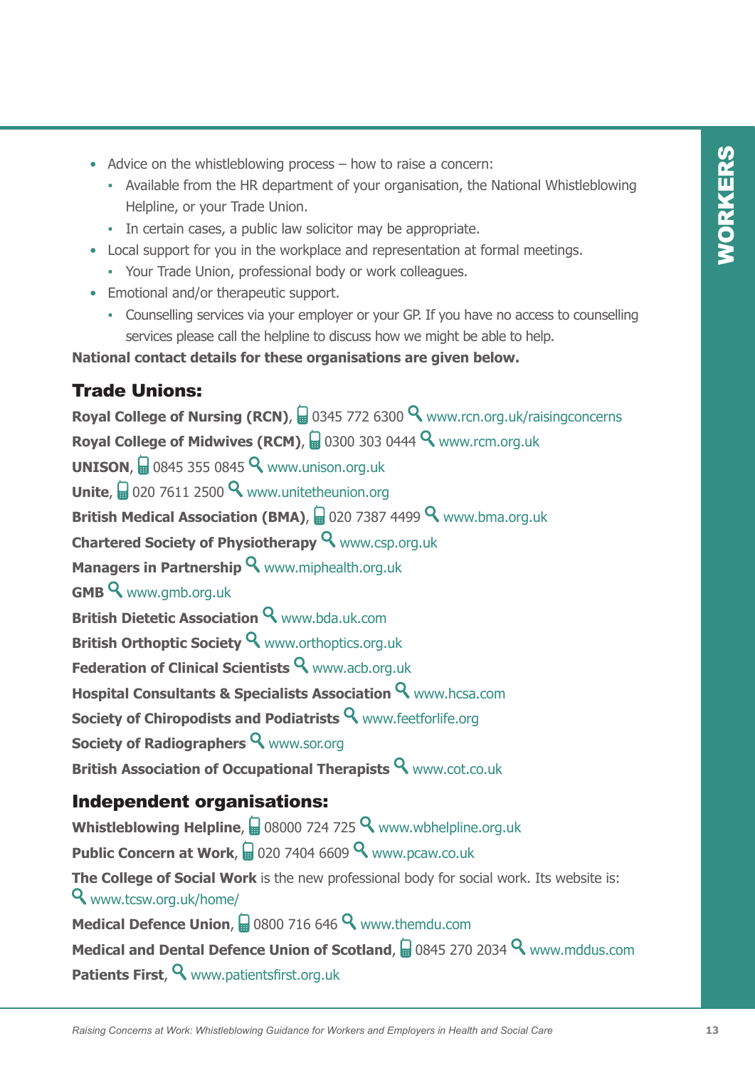- Advice on the whistleblowing process – how to raise a concern:
  - Available from the HR department of your organisation, the National Whistleblowing Helpline, or your Trade Union.
  - In certain cases, a public law solicitor may be appropriate.
- Local support for you in the workplace and representation at formal meetings.
  - Your Trade Union, professional body or work colleagues.
- Emotional and/or therapeutic support.
  - Counselling services via your employer or your GP. If you have no access to counselling services please call the helpline to discuss how we might be able to help.

**National contact details for these organisations are given below.**

## Trade Unions:

**Royal College of Nursing (RCN)**, 0345 772 6300 www.rcn.org.uk/raisingconcerns

**Royal College of Midwives (RCM)**, 0300 303 0444 www.rcm.org.uk

**UNISON**, 0845 355 0845 www.unison.org.uk

**Unite**, 020 7611 2500 www.unitetheunion.org

**British Medical Association (BMA)**, 020 7387 4499 www.bma.org.uk

**Chartered Society of Physiotherapy** www.csp.org.uk

**Managers in Partnership** www.miphealth.org.uk

**GMB** www.gmb.org.uk

**British Dietetic Association** www.bda.uk.com

**British Orthoptic Society** www.orthoptics.org.uk

**Federation of Clinical Scientists** www.acb.org.uk

**Hospital Consultants & Specialists Association** www.hcsa.com

**Society of Chiropodists and Podiatrists** www.feetforlife.org

**Society of Radiographers** www.sor.org

**British Association of Occupational Therapists** www.cot.co.uk

## Independent organisations:

**Whistleblowing Helpline**, 08000 724 725 www.wbhelpline.org.uk

**Public Concern at Work**, 020 7404 6609 www.pcaw.co.uk

**The College of Social Work** is the new professional body for social work. Its website is: www.tcsw.org.uk/home/

**Medical Defence Union**, 0800 716 646 www.themdu.com

**Medical and Dental Defence Union of Scotland**, 0845 270 2034 www.mddus.com

**Patients First**, www.patientsfirst.org.uk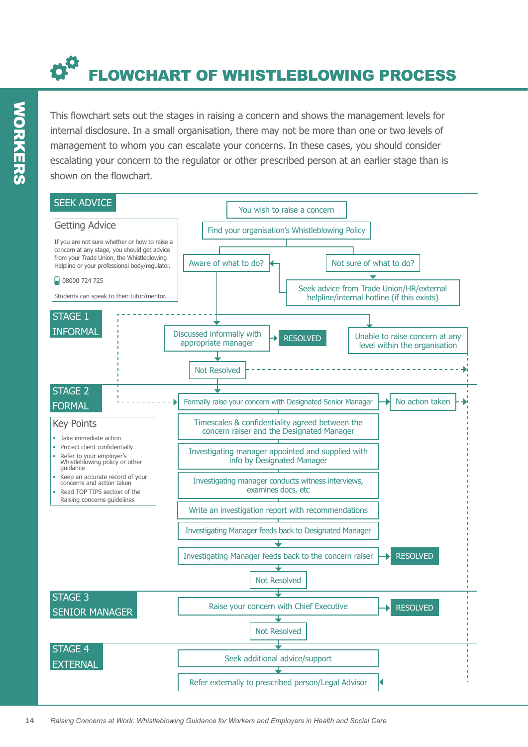# FLOWCHART OF WHISTLEBLOWING PROCESS

This flowchart sets out the stages in raising a concern and shows the management levels for internal disclosure. In a small organisation, there may not be more than one or two levels of management to whom you can escalate your concerns. In these cases, you should consider escalating your concern to the regulator or other prescribed person at an earlier stage than is shown on the flowchart.

## SEEK ADVICE

### Getting Advice

If you are not sure whether or how to raise a concern at any stage, you should get advice from your Trade Union, the Whistleblowing Helpline or your professional body/regulator.

08000 724 725

Students can speak to their tutor/mentor.

- You wish to raise a concern
- Find your organisation's Whistleblowing Policy
  - Aware of what to do? → Stage 1 (Discussed informally with appropriate manager), or → Stage 2 (Formally raise your concern with Designated Senior Manager)
  - Not sure of what to do? → Seek advice from Trade Union/HR/external helpline/internal hotline (if this exists) → Aware of what to do?, or → Unable to raise concern at any level within the organisation

## STAGE 1 INFORMAL

- Discussed informally with appropriate manager → RESOLVED
- Not Resolved → Stage 2 (Formally raise your concern with Designated Senior Manager), or → Refer externally to prescribed person/Legal Advisor
- Unable to raise concern at any level within the organisation → Refer externally to prescribed person/Legal Advisor

## STAGE 2 FORMAL

- Formally raise your concern with Designated Senior Manager → No action taken → Refer externally to prescribed person/Legal Advisor
- Timescales & confidentiality agreed between the concern raiser and the Designated Manager
- Investigating manager appointed and supplied with info by Designated Manager
- Investigating manager conducts witness interviews, examines docs. etc
- Write an investigation report with recommendations
- Investigating Manager feeds back to Designated Manager
- Investigating Manager feeds back to the concern raiser → RESOLVED
- Not Resolved

### Key Points

- Take immediate action
- Protect client confidentiality
- Refer to your employer's Whistleblowing policy or other guidance
- Keep an accurate record of your concerns and action taken
- Read TOP TIPS section of the Raising concerns guidelines

## STAGE 3 SENIOR MANAGER

- Raise your concern with Chief Executive → RESOLVED
- Not Resolved

## STAGE 4 EXTERNAL

- Seek additional advice/support
- Refer externally to prescribed person/Legal Advisor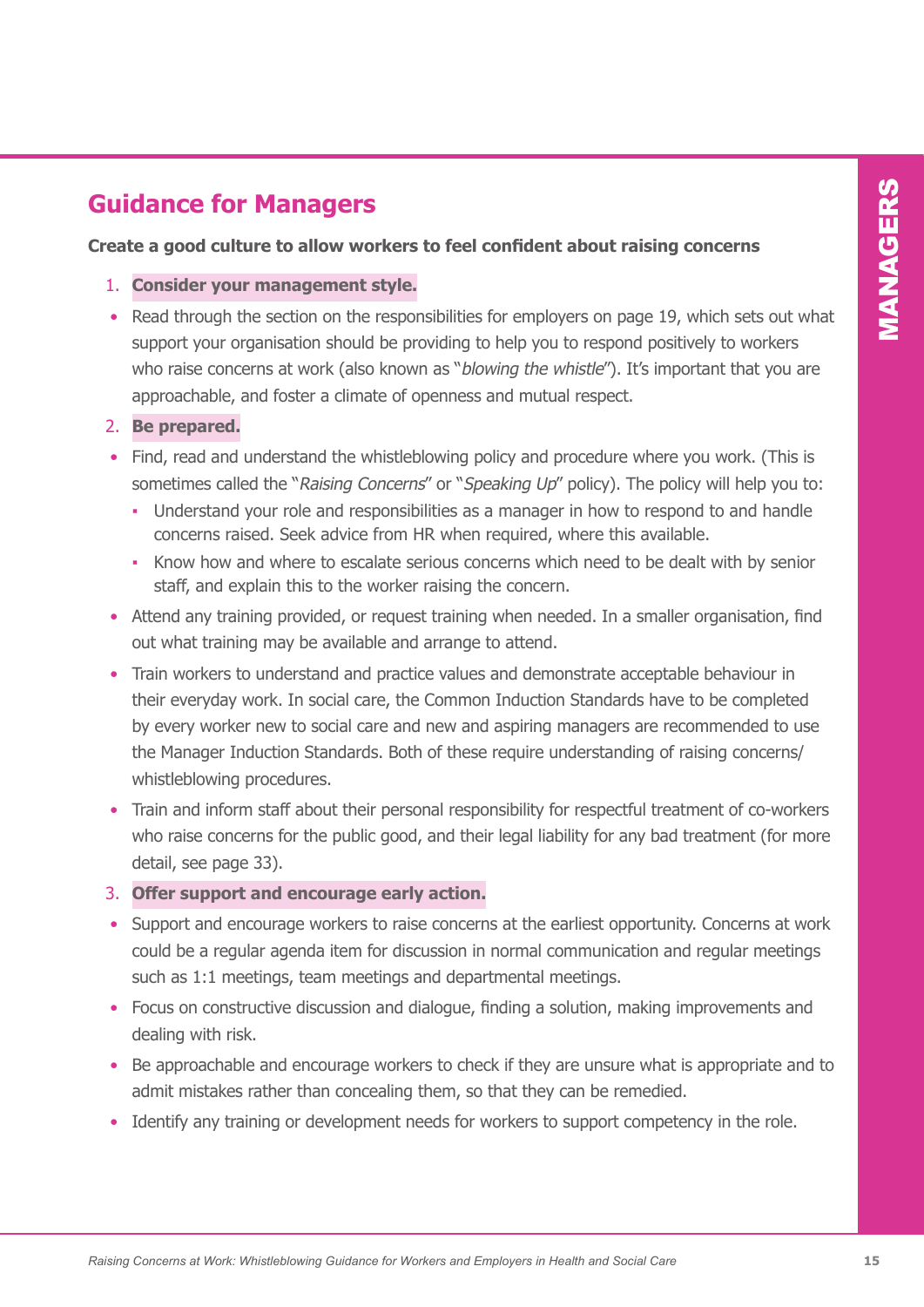## Guidance for Managers

**Create a good culture to allow workers to feel confident about raising concerns**

1. **Consider your management style.**

- Read through the section on the responsibilities for employers on page 19, which sets out what support your organisation should be providing to help you to respond positively to workers who raise concerns at work (also known as "*blowing the whistle*"). It's important that you are approachable, and foster a climate of openness and mutual respect.

2. **Be prepared.**

- Find, read and understand the whistleblowing policy and procedure where you work. (This is sometimes called the "*Raising Concerns*" or "*Speaking Up*" policy). The policy will help you to:
  - Understand your role and responsibilities as a manager in how to respond to and handle concerns raised. Seek advice from HR when required, where this available.
  - Know how and where to escalate serious concerns which need to be dealt with by senior staff, and explain this to the worker raising the concern.
- Attend any training provided, or request training when needed. In a smaller organisation, find out what training may be available and arrange to attend.
- Train workers to understand and practice values and demonstrate acceptable behaviour in their everyday work. In social care, the Common Induction Standards have to be completed by every worker new to social care and new and aspiring managers are recommended to use the Manager Induction Standards. Both of these require understanding of raising concerns/whistleblowing procedures.
- Train and inform staff about their personal responsibility for respectful treatment of co-workers who raise concerns for the public good, and their legal liability for any bad treatment (for more detail, see page 33).

3. **Offer support and encourage early action.**

- Support and encourage workers to raise concerns at the earliest opportunity. Concerns at work could be a regular agenda item for discussion in normal communication and regular meetings such as 1:1 meetings, team meetings and departmental meetings.
- Focus on constructive discussion and dialogue, finding a solution, making improvements and dealing with risk.
- Be approachable and encourage workers to check if they are unsure what is appropriate and to admit mistakes rather than concealing them, so that they can be remedied.
- Identify any training or development needs for workers to support competency in the role.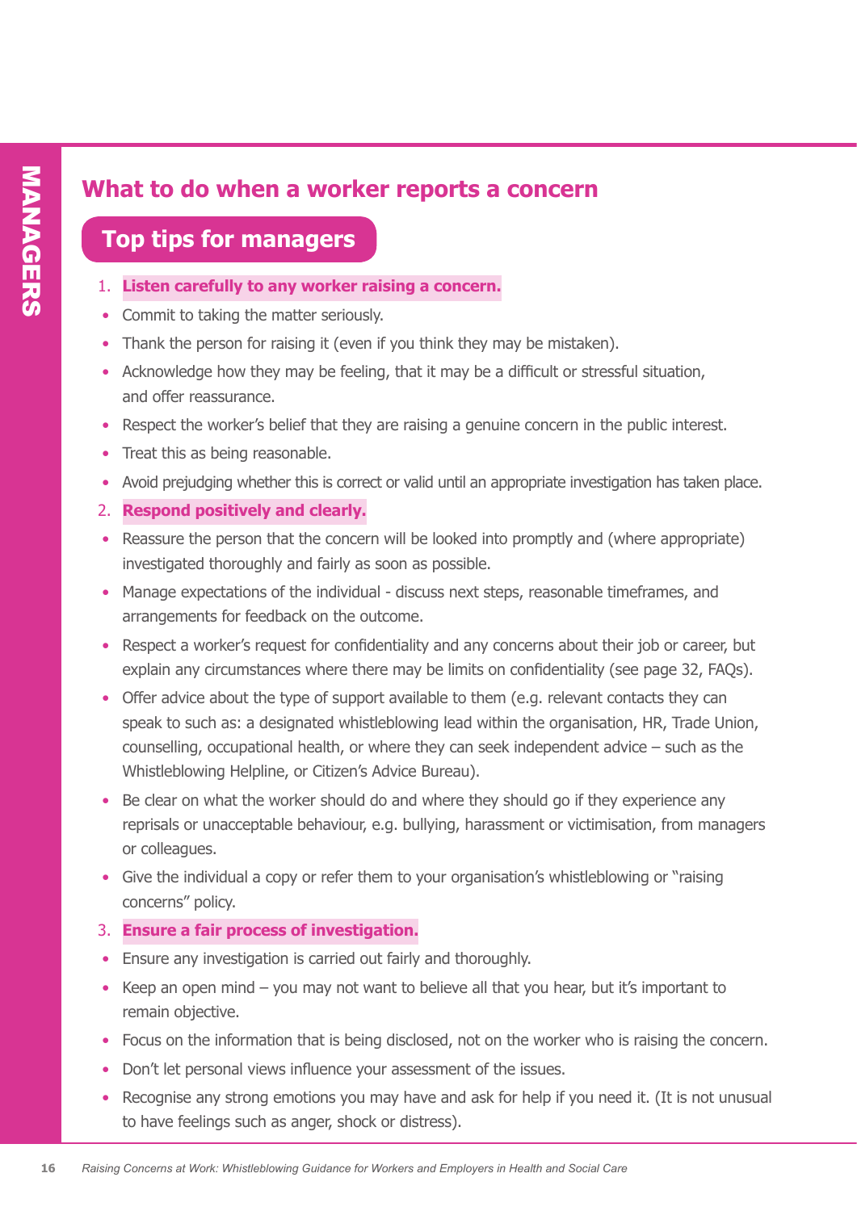## What to do when a worker reports a concern

### Top tips for managers

1. **Listen carefully to any worker raising a concern.**

- Commit to taking the matter seriously.
- Thank the person for raising it (even if you think they may be mistaken).
- Acknowledge how they may be feeling, that it may be a difficult or stressful situation, and offer reassurance.
- Respect the worker's belief that they are raising a genuine concern in the public interest.
- Treat this as being reasonable.
- Avoid prejudging whether this is correct or valid until an appropriate investigation has taken place.

2. **Respond positively and clearly.**

- Reassure the person that the concern will be looked into promptly and (where appropriate) investigated thoroughly and fairly as soon as possible.
- Manage expectations of the individual - discuss next steps, reasonable timeframes, and arrangements for feedback on the outcome.
- Respect a worker's request for confidentiality and any concerns about their job or career, but explain any circumstances where there may be limits on confidentiality (see page 32, FAQs).
- Offer advice about the type of support available to them (e.g. relevant contacts they can speak to such as: a designated whistleblowing lead within the organisation, HR, Trade Union, counselling, occupational health, or where they can seek independent advice – such as the Whistleblowing Helpline, or Citizen's Advice Bureau).
- Be clear on what the worker should do and where they should go if they experience any reprisals or unacceptable behaviour, e.g. bullying, harassment or victimisation, from managers or colleagues.
- Give the individual a copy or refer them to your organisation's whistleblowing or "raising concerns" policy.

3. **Ensure a fair process of investigation.**

- Ensure any investigation is carried out fairly and thoroughly.
- Keep an open mind – you may not want to believe all that you hear, but it's important to remain objective.
- Focus on the information that is being disclosed, not on the worker who is raising the concern.
- Don't let personal views influence your assessment of the issues.
- Recognise any strong emotions you may have and ask for help if you need it. (It is not unusual to have feelings such as anger, shock or distress).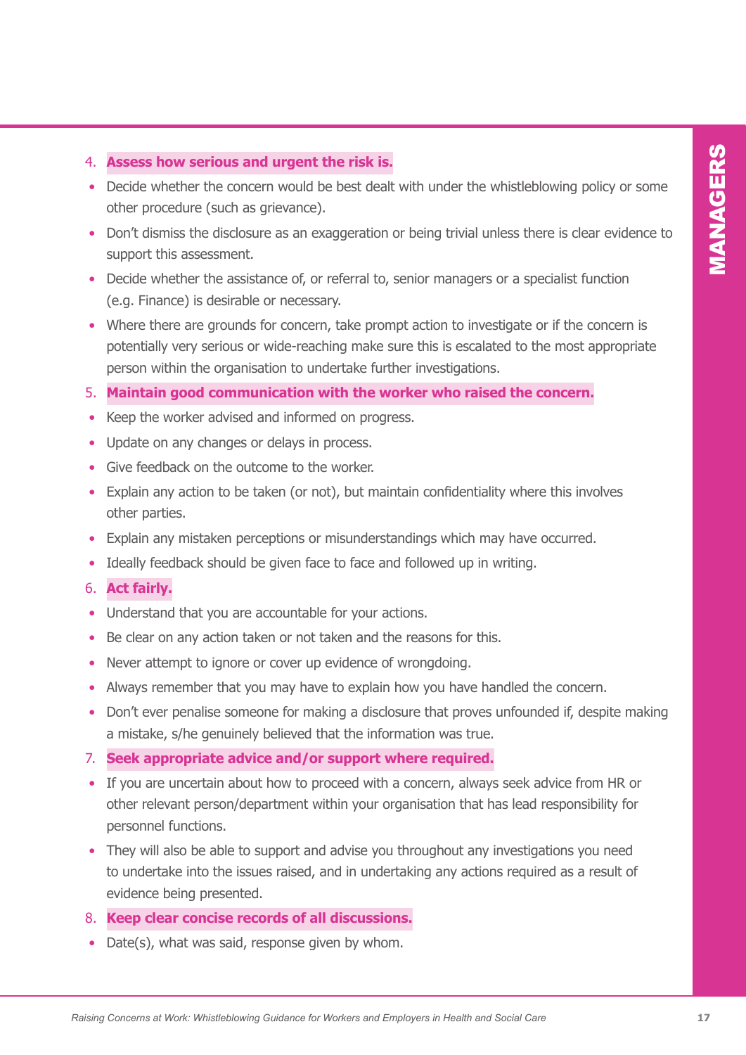4. **Assess how serious and urgent the risk is.**

- Decide whether the concern would be best dealt with under the whistleblowing policy or some other procedure (such as grievance).
- Don't dismiss the disclosure as an exaggeration or being trivial unless there is clear evidence to support this assessment.
- Decide whether the assistance of, or referral to, senior managers or a specialist function (e.g. Finance) is desirable or necessary.
- Where there are grounds for concern, take prompt action to investigate or if the concern is potentially very serious or wide-reaching make sure this is escalated to the most appropriate person within the organisation to undertake further investigations.

5. **Maintain good communication with the worker who raised the concern.**

- Keep the worker advised and informed on progress.
- Update on any changes or delays in process.
- Give feedback on the outcome to the worker.
- Explain any action to be taken (or not), but maintain confidentiality where this involves other parties.
- Explain any mistaken perceptions or misunderstandings which may have occurred.
- Ideally feedback should be given face to face and followed up in writing.

6. **Act fairly.**

- Understand that you are accountable for your actions.
- Be clear on any action taken or not taken and the reasons for this.
- Never attempt to ignore or cover up evidence of wrongdoing.
- Always remember that you may have to explain how you have handled the concern.
- Don't ever penalise someone for making a disclosure that proves unfounded if, despite making a mistake, s/he genuinely believed that the information was true.

7. **Seek appropriate advice and/or support where required.**

- If you are uncertain about how to proceed with a concern, always seek advice from HR or other relevant person/department within your organisation that has lead responsibility for personnel functions.
- They will also be able to support and advise you throughout any investigations you need to undertake into the issues raised, and in undertaking any actions required as a result of evidence being presented.

8. **Keep clear concise records of all discussions.**

- Date(s), what was said, response given by whom.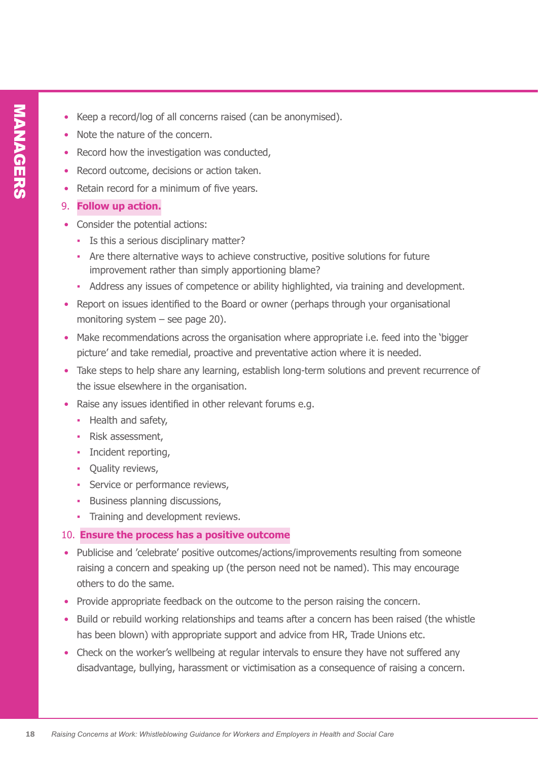- Keep a record/log of all concerns raised (can be anonymised).
- Note the nature of the concern.
- Record how the investigation was conducted,
- Record outcome, decisions or action taken.
- Retain record for a minimum of five years.

9. **Follow up action.**

- Consider the potential actions:
  - Is this a serious disciplinary matter?
  - Are there alternative ways to achieve constructive, positive solutions for future improvement rather than simply apportioning blame?
  - Address any issues of competence or ability highlighted, via training and development.
- Report on issues identified to the Board or owner (perhaps through your organisational monitoring system – see page 20).
- Make recommendations across the organisation where appropriate i.e. feed into the 'bigger picture' and take remedial, proactive and preventative action where it is needed.
- Take steps to help share any learning, establish long-term solutions and prevent recurrence of the issue elsewhere in the organisation.
- Raise any issues identified in other relevant forums e.g.
  - Health and safety,
  - Risk assessment,
  - Incident reporting,
  - Quality reviews,
  - Service or performance reviews,
  - Business planning discussions,
  - Training and development reviews.

10. **Ensure the process has a positive outcome**

- Publicise and 'celebrate' positive outcomes/actions/improvements resulting from someone raising a concern and speaking up (the person need not be named). This may encourage others to do the same.
- Provide appropriate feedback on the outcome to the person raising the concern.
- Build or rebuild working relationships and teams after a concern has been raised (the whistle has been blown) with appropriate support and advice from HR, Trade Unions etc.
- Check on the worker's wellbeing at regular intervals to ensure they have not suffered any disadvantage, bullying, harassment or victimisation as a consequence of raising a concern.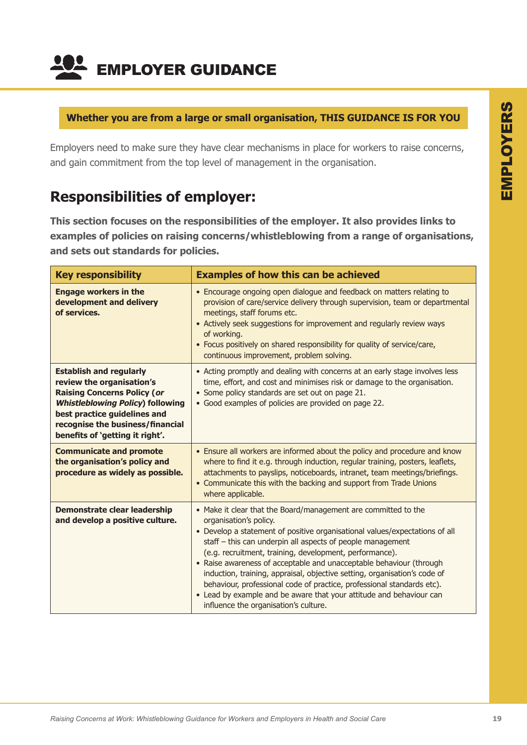# EMPLOYER GUIDANCE

**Whether you are from a large or small organisation, THIS GUIDANCE IS FOR YOU**

Employers need to make sure they have clear mechanisms in place for workers to raise concerns, and gain commitment from the top level of management in the organisation.

## Responsibilities of employer:

**This section focuses on the responsibilities of the employer. It also provides links to examples of policies on raising concerns/whistleblowing from a range of organisations, and sets out standards for policies.**

| Key responsibility | Examples of how this can be achieved |
|---|---|
| **Engage workers in the development and delivery of services.** | • Encourage ongoing open dialogue and feedback on matters relating to provision of care/service delivery through supervision, team or departmental meetings, staff forums etc.<br>• Actively seek suggestions for improvement and regularly review ways of working.<br>• Focus positively on shared responsibility for quality of service/care, continuous improvement, problem solving. |
| **Establish and regularly review the organisation's Raising Concerns Policy (*or Whistleblowing Policy*) following best practice guidelines and recognise the business/financial benefits of 'getting it right'.** | • Acting promptly and dealing with concerns at an early stage involves less time, effort, and cost and minimises risk or damage to the organisation.<br>• Some policy standards are set out on page 21.<br>• Good examples of policies are provided on page 22. |
| **Communicate and promote the organisation's policy and procedure as widely as possible.** | • Ensure all workers are informed about the policy and procedure and know where to find it e.g. through induction, regular training, posters, leaflets, attachments to payslips, noticeboards, intranet, team meetings/briefings.<br>• Communicate this with the backing and support from Trade Unions where applicable. |
| **Demonstrate clear leadership and develop a positive culture.** | • Make it clear that the Board/management are committed to the organisation's policy.<br>• Develop a statement of positive organisational values/expectations of all staff – this can underpin all aspects of people management (e.g. recruitment, training, development, performance).<br>• Raise awareness of acceptable and unacceptable behaviour (through induction, training, appraisal, objective setting, organisation's code of behaviour, professional code of practice, professional standards etc).<br>• Lead by example and be aware that your attitude and behaviour can influence the organisation's culture. |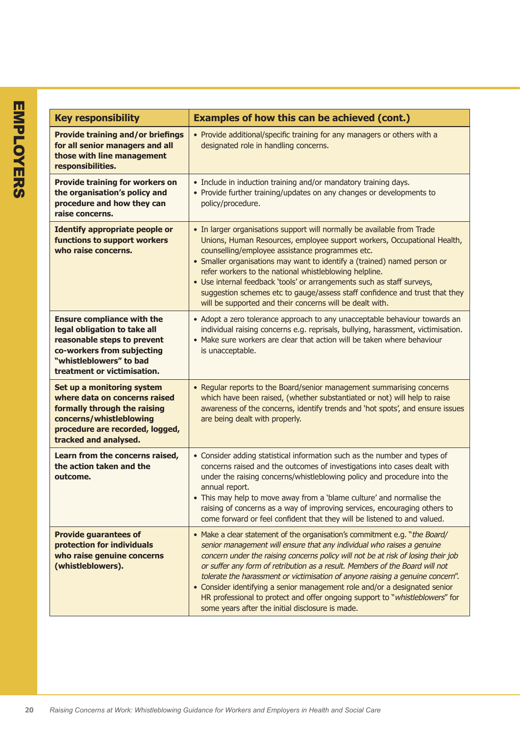| Key responsibility | Examples of how this can be achieved (cont.) |
|---|---|
| **Provide training and/or briefings for all senior managers and all those with line management responsibilities.** | • Provide additional/specific training for any managers or others with a designated role in handling concerns. |
| **Provide training for workers on the organisation's policy and procedure and how they can raise concerns.** | • Include in induction training and/or mandatory training days.<br>• Provide further training/updates on any changes or developments to policy/procedure. |
| **Identify appropriate people or functions to support workers who raise concerns.** | • In larger organisations support will normally be available from Trade Unions, Human Resources, employee support workers, Occupational Health, counselling/employee assistance programmes etc.<br>• Smaller organisations may want to identify a (trained) named person or refer workers to the national whistleblowing helpline.<br>• Use internal feedback 'tools' or arrangements such as staff surveys, suggestion schemes etc to gauge/assess staff confidence and trust that they will be supported and their concerns will be dealt with. |
| **Ensure compliance with the legal obligation to take all reasonable steps to prevent co-workers from subjecting "whistleblowers" to bad treatment or victimisation.** | • Adopt a zero tolerance approach to any unacceptable behaviour towards an individual raising concerns e.g. reprisals, bullying, harassment, victimisation.<br>• Make sure workers are clear that action will be taken where behaviour is unacceptable. |
| **Set up a monitoring system where data on concerns raised formally through the raising concerns/whistleblowing procedure are recorded, logged, tracked and analysed.** | • Regular reports to the Board/senior management summarising concerns which have been raised, (whether substantiated or not) will help to raise awareness of the concerns, identify trends and 'hot spots', and ensure issues are being dealt with properly. |
| **Learn from the concerns raised, the action taken and the outcome.** | • Consider adding statistical information such as the number and types of concerns raised and the outcomes of investigations into cases dealt with under the raising concerns/whistleblowing policy and procedure into the annual report.<br>• This may help to move away from a 'blame culture' and normalise the raising of concerns as a way of improving services, encouraging others to come forward or feel confident that they will be listened to and valued. |
| **Provide guarantees of protection for individuals who raise genuine concerns (whistleblowers).** | • Make a clear statement of the organisation's commitment e.g. "*the Board/senior management will ensure that any individual who raises a genuine concern under the raising concerns policy will not be at risk of losing their job or suffer any form of retribution as a result. Members of the Board will not tolerate the harassment or victimisation of anyone raising a genuine concern*".<br>• Consider identifying a senior management role and/or a designated senior HR professional to protect and offer ongoing support to "*whistleblowers*" for some years after the initial disclosure is made. |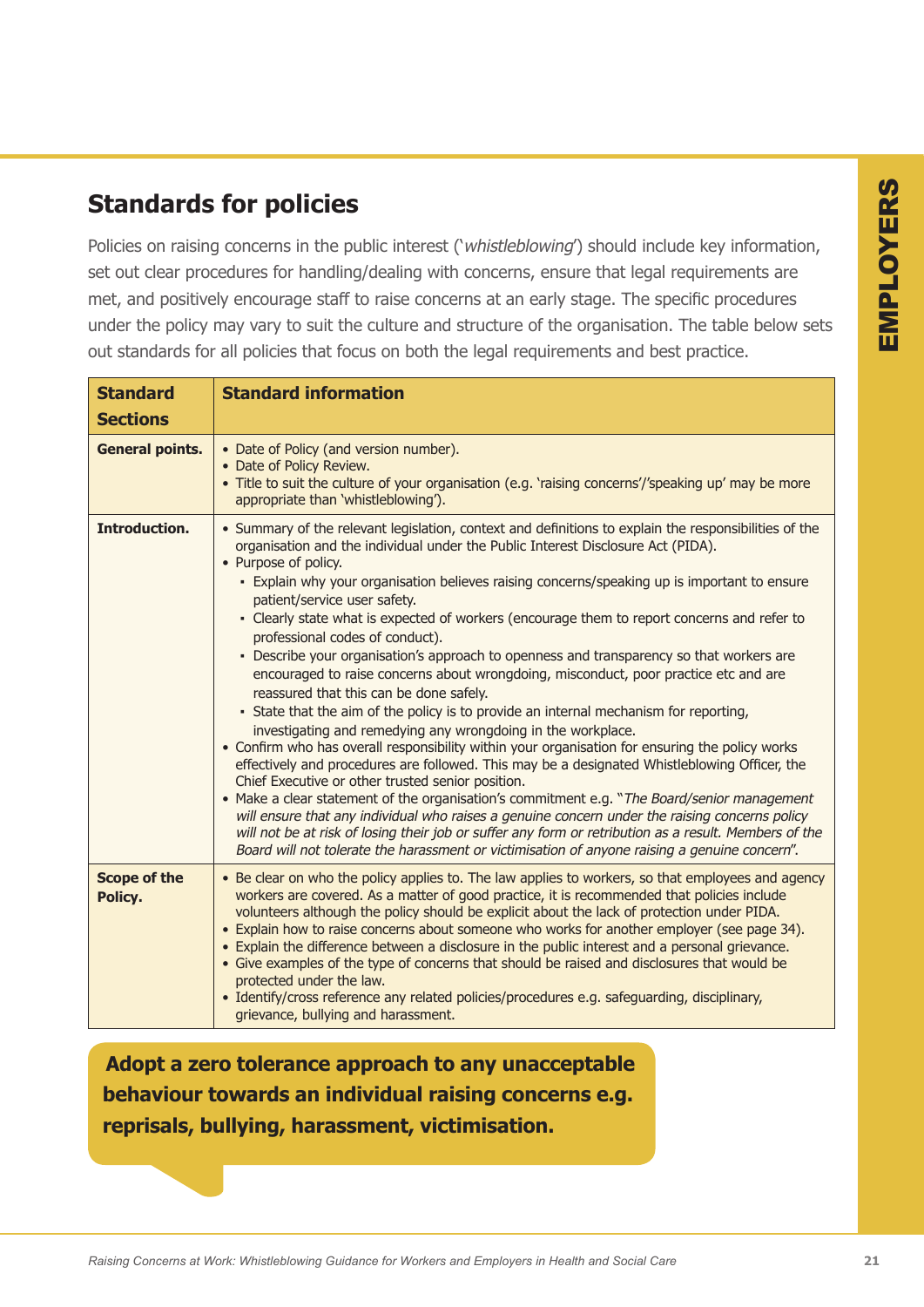## Standards for policies

Policies on raising concerns in the public interest (‘*whistleblowing*’) should include key information, set out clear procedures for handling/dealing with concerns, ensure that legal requirements are met, and positively encourage staff to raise concerns at an early stage. The specific procedures under the policy may vary to suit the culture and structure of the organisation. The table below sets out standards for all policies that focus on both the legal requirements and best practice.

| Standard Sections | Standard information |
|---|---|
| **General points.** | • Date of Policy (and version number).<br>• Date of Policy Review.<br>• Title to suit the culture of your organisation (e.g. ‘raising concerns’/‘speaking up’ may be more appropriate than ‘whistleblowing’). |
| **Introduction.** | • Summary of the relevant legislation, context and definitions to explain the responsibilities of the organisation and the individual under the Public Interest Disclosure Act (PIDA).<br>• Purpose of policy.<br>&nbsp;&nbsp;▪ Explain why your organisation believes raising concerns/speaking up is important to ensure patient/service user safety.<br>&nbsp;&nbsp;▪ Clearly state what is expected of workers (encourage them to report concerns and refer to professional codes of conduct).<br>&nbsp;&nbsp;▪ Describe your organisation’s approach to openness and transparency so that workers are encouraged to raise concerns about wrongdoing, misconduct, poor practice etc and are reassured that this can be done safely.<br>&nbsp;&nbsp;▪ State that the aim of the policy is to provide an internal mechanism for reporting, investigating and remedying any wrongdoing in the workplace.<br>• Confirm who has overall responsibility within your organisation for ensuring the policy works effectively and procedures are followed. This may be a designated Whistleblowing Officer, the Chief Executive or other trusted senior position.<br>• Make a clear statement of the organisation’s commitment e.g. “*The Board/senior management will ensure that any individual who raises a genuine concern under the raising concerns policy will not be at risk of losing their job or suffer any form or retribution as a result. Members of the Board will not tolerate the harassment or victimisation of anyone raising a genuine concern*”. |
| **Scope of the Policy.** | • Be clear on who the policy applies to. The law applies to workers, so that employees and agency workers are covered. As a matter of good practice, it is recommended that policies include volunteers although the policy should be explicit about the lack of protection under PIDA.<br>• Explain how to raise concerns about someone who works for another employer (see page 34).<br>• Explain the difference between a disclosure in the public interest and a personal grievance.<br>• Give examples of the type of concerns that should be raised and disclosures that would be protected under the law.<br>• Identify/cross reference any related policies/procedures e.g. safeguarding, disciplinary, grievance, bullying and harassment. |

**Adopt a zero tolerance approach to any unacceptable behaviour towards an individual raising concerns e.g. reprisals, bullying, harassment, victimisation.**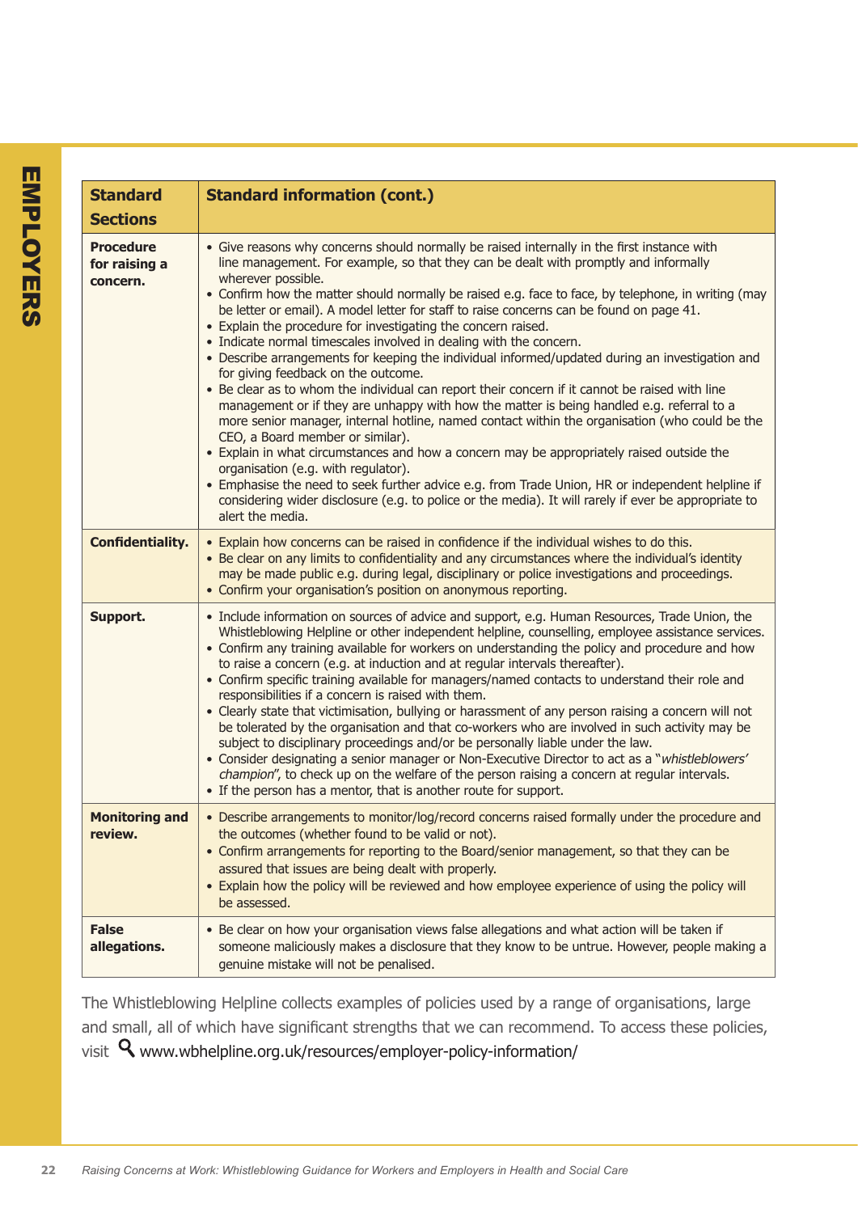| Standard Sections | Standard information (cont.) |
|---|---|
| **Procedure for raising a concern.** | • Give reasons why concerns should normally be raised internally in the first instance with line management. For example, so that they can be dealt with promptly and informally wherever possible.<br>• Confirm how the matter should normally be raised e.g. face to face, by telephone, in writing (may be letter or email). A model letter for staff to raise concerns can be found on page 41.<br>• Explain the procedure for investigating the concern raised.<br>• Indicate normal timescales involved in dealing with the concern.<br>• Describe arrangements for keeping the individual informed/updated during an investigation and for giving feedback on the outcome.<br>• Be clear as to whom the individual can report their concern if it cannot be raised with line management or if they are unhappy with how the matter is being handled e.g. referral to a more senior manager, internal hotline, named contact within the organisation (who could be the CEO, a Board member or similar).<br>• Explain in what circumstances and how a concern may be appropriately raised outside the organisation (e.g. with regulator).<br>• Emphasise the need to seek further advice e.g. from Trade Union, HR or independent helpline if considering wider disclosure (e.g. to police or the media). It will rarely if ever be appropriate to alert the media. |
| **Confidentiality.** | • Explain how concerns can be raised in confidence if the individual wishes to do this.<br>• Be clear on any limits to confidentiality and any circumstances where the individual's identity may be made public e.g. during legal, disciplinary or police investigations and proceedings.<br>• Confirm your organisation's position on anonymous reporting. |
| **Support.** | • Include information on sources of advice and support, e.g. Human Resources, Trade Union, the Whistleblowing Helpline or other independent helpline, counselling, employee assistance services.<br>• Confirm any training available for workers on understanding the policy and procedure and how to raise a concern (e.g. at induction and at regular intervals thereafter).<br>• Confirm specific training available for managers/named contacts to understand their role and responsibilities if a concern is raised with them.<br>• Clearly state that victimisation, bullying or harassment of any person raising a concern will not be tolerated by the organisation and that co-workers who are involved in such activity may be subject to disciplinary proceedings and/or be personally liable under the law.<br>• Consider designating a senior manager or Non-Executive Director to act as a "*whistleblowers' champion*", to check up on the welfare of the person raising a concern at regular intervals.<br>• If the person has a mentor, that is another route for support. |
| **Monitoring and review.** | • Describe arrangements to monitor/log/record concerns raised formally under the procedure and the outcomes (whether found to be valid or not).<br>• Confirm arrangements for reporting to the Board/senior management, so that they can be assured that issues are being dealt with properly.<br>• Explain how the policy will be reviewed and how employee experience of using the policy will be assessed. |
| **False allegations.** | • Be clear on how your organisation views false allegations and what action will be taken if someone maliciously makes a disclosure that they know to be untrue. However, people making a genuine mistake will not be penalised. |

The Whistleblowing Helpline collects examples of policies used by a range of organisations, large and small, all of which have significant strengths that we can recommend. To access these policies, visit www.wbhelpline.org.uk/resources/employer-policy-information/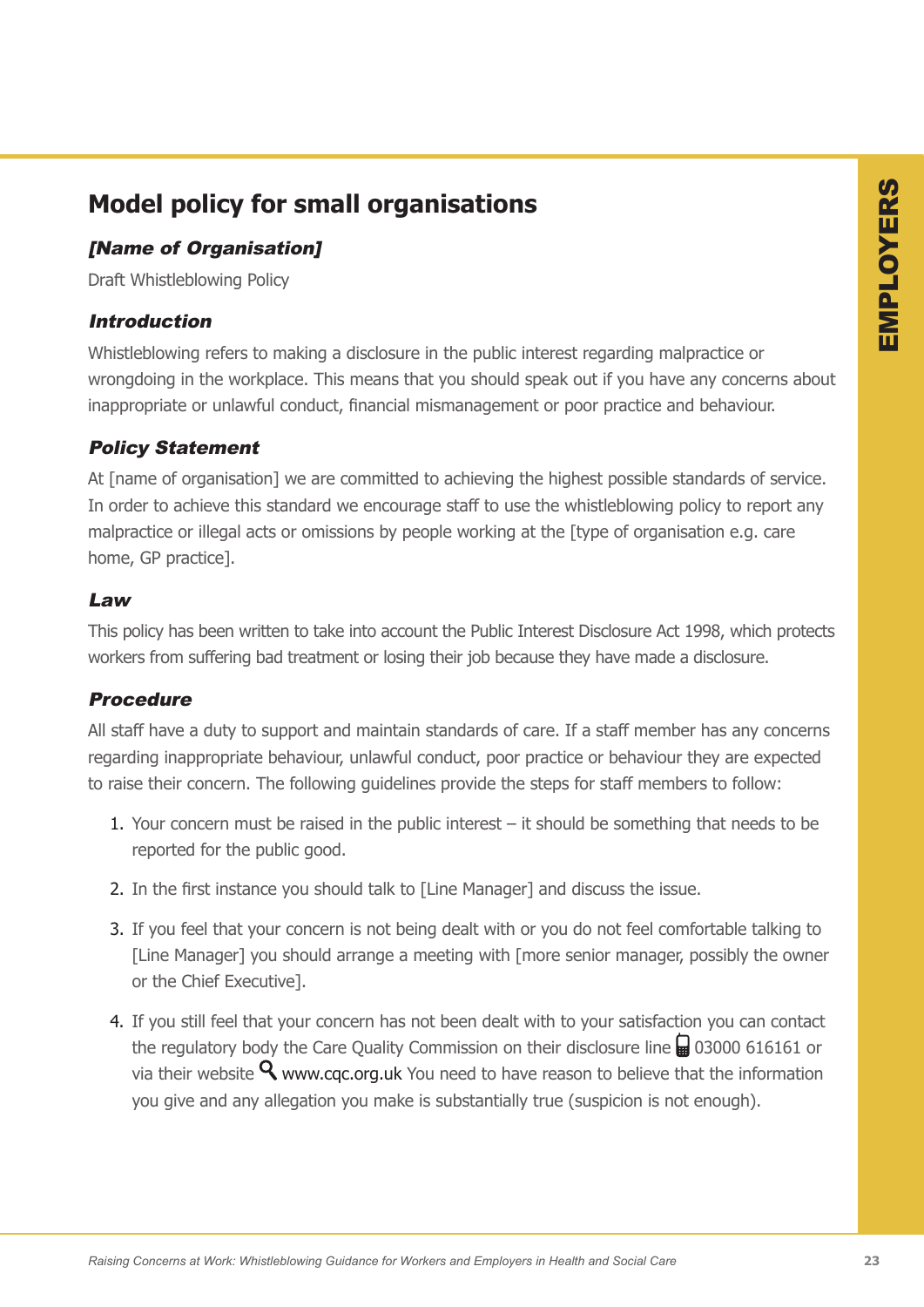## Model policy for small organisations

### *[Name of Organisation]*

Draft Whistleblowing Policy

### *Introduction*

Whistleblowing refers to making a disclosure in the public interest regarding malpractice or wrongdoing in the workplace. This means that you should speak out if you have any concerns about inappropriate or unlawful conduct, financial mismanagement or poor practice and behaviour.

### *Policy Statement*

At [name of organisation] we are committed to achieving the highest possible standards of service. In order to achieve this standard we encourage staff to use the whistleblowing policy to report any malpractice or illegal acts or omissions by people working at the [type of organisation e.g. care home, GP practice].

### *Law*

This policy has been written to take into account the Public Interest Disclosure Act 1998, which protects workers from suffering bad treatment or losing their job because they have made a disclosure.

### *Procedure*

All staff have a duty to support and maintain standards of care. If a staff member has any concerns regarding inappropriate behaviour, unlawful conduct, poor practice or behaviour they are expected to raise their concern. The following guidelines provide the steps for staff members to follow:

1. Your concern must be raised in the public interest – it should be something that needs to be reported for the public good.
2. In the first instance you should talk to [Line Manager] and discuss the issue.
3. If you feel that your concern is not being dealt with or you do not feel comfortable talking to [Line Manager] you should arrange a meeting with [more senior manager, possibly the owner or the Chief Executive].
4. If you still feel that your concern has not been dealt with to your satisfaction you can contact the regulatory body the Care Quality Commission on their disclosure line 03000 616161 or via their website www.cqc.org.uk You need to have reason to believe that the information you give and any allegation you make is substantially true (suspicion is not enough).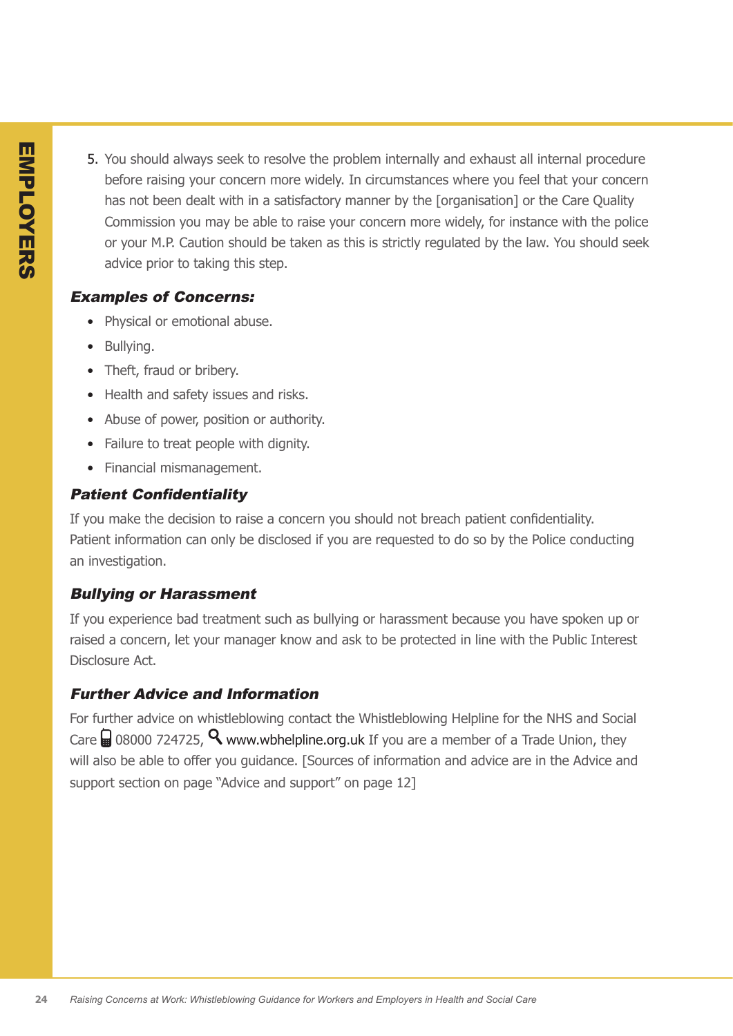5. You should always seek to resolve the problem internally and exhaust all internal procedure before raising your concern more widely. In circumstances where you feel that your concern has not been dealt with in a satisfactory manner by the [organisation] or the Care Quality Commission you may be able to raise your concern more widely, for instance with the police or your M.P. Caution should be taken as this is strictly regulated by the law. You should seek advice prior to taking this step.

### *Examples of Concerns:*

- Physical or emotional abuse.
- Bullying.
- Theft, fraud or bribery.
- Health and safety issues and risks.
- Abuse of power, position or authority.
- Failure to treat people with dignity.
- Financial mismanagement.

### *Patient Confidentiality*

If you make the decision to raise a concern you should not breach patient confidentiality. Patient information can only be disclosed if you are requested to do so by the Police conducting an investigation.

### *Bullying or Harassment*

If you experience bad treatment such as bullying or harassment because you have spoken up or raised a concern, let your manager know and ask to be protected in line with the Public Interest Disclosure Act.

### *Further Advice and Information*

For further advice on whistleblowing contact the Whistleblowing Helpline for the NHS and Social Care 08000 724725, www.wbhelpline.org.uk If you are a member of a Trade Union, they will also be able to offer you guidance. [Sources of information and advice are in the Advice and support section on page "Advice and support" on page 12]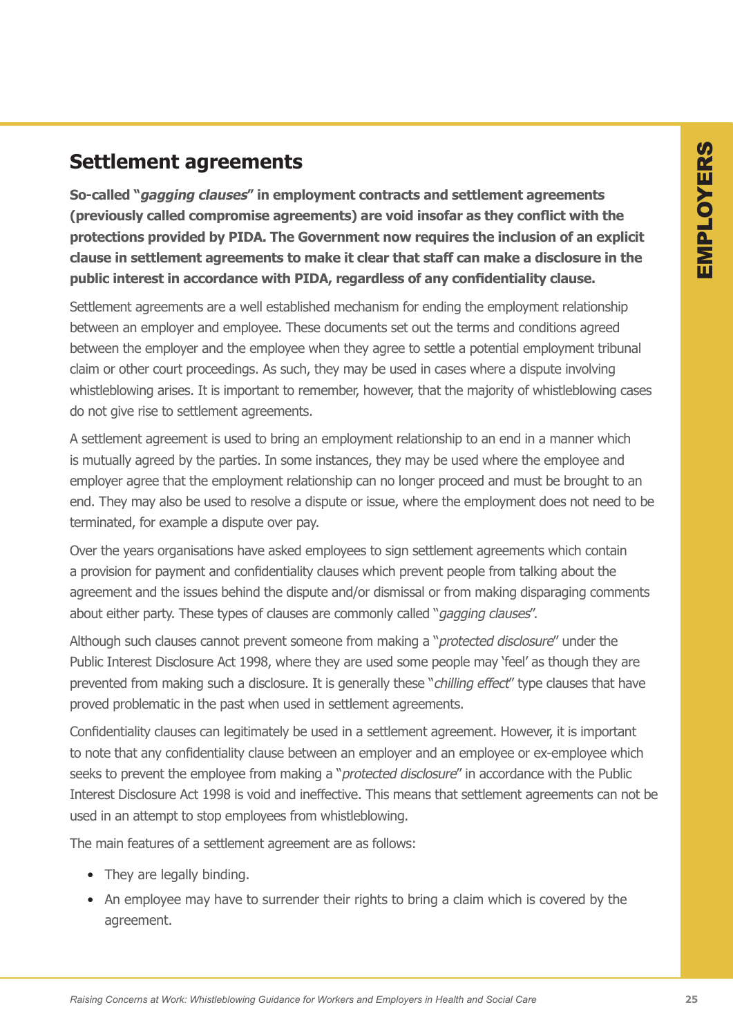## Settlement agreements

**So-called "*gagging clauses*" in employment contracts and settlement agreements (previously called compromise agreements) are void insofar as they conflict with the protections provided by PIDA. The Government now requires the inclusion of an explicit clause in settlement agreements to make it clear that staff can make a disclosure in the public interest in accordance with PIDA, regardless of any confidentiality clause.**

Settlement agreements are a well established mechanism for ending the employment relationship between an employer and employee. These documents set out the terms and conditions agreed between the employer and the employee when they agree to settle a potential employment tribunal claim or other court proceedings. As such, they may be used in cases where a dispute involving whistleblowing arises. It is important to remember, however, that the majority of whistleblowing cases do not give rise to settlement agreements.

A settlement agreement is used to bring an employment relationship to an end in a manner which is mutually agreed by the parties. In some instances, they may be used where the employee and employer agree that the employment relationship can no longer proceed and must be brought to an end. They may also be used to resolve a dispute or issue, where the employment does not need to be terminated, for example a dispute over pay.

Over the years organisations have asked employees to sign settlement agreements which contain a provision for payment and confidentiality clauses which prevent people from talking about the agreement and the issues behind the dispute and/or dismissal or from making disparaging comments about either party. These types of clauses are commonly called "*gagging clauses*".

Although such clauses cannot prevent someone from making a "*protected disclosure*" under the Public Interest Disclosure Act 1998, where they are used some people may 'feel' as though they are prevented from making such a disclosure. It is generally these "*chilling effect*" type clauses that have proved problematic in the past when used in settlement agreements.

Confidentiality clauses can legitimately be used in a settlement agreement. However, it is important to note that any confidentiality clause between an employer and an employee or ex-employee which seeks to prevent the employee from making a "*protected disclosure*" in accordance with the Public Interest Disclosure Act 1998 is void and ineffective. This means that settlement agreements can not be used in an attempt to stop employees from whistleblowing.

The main features of a settlement agreement are as follows:

- They are legally binding.
- An employee may have to surrender their rights to bring a claim which is covered by the agreement.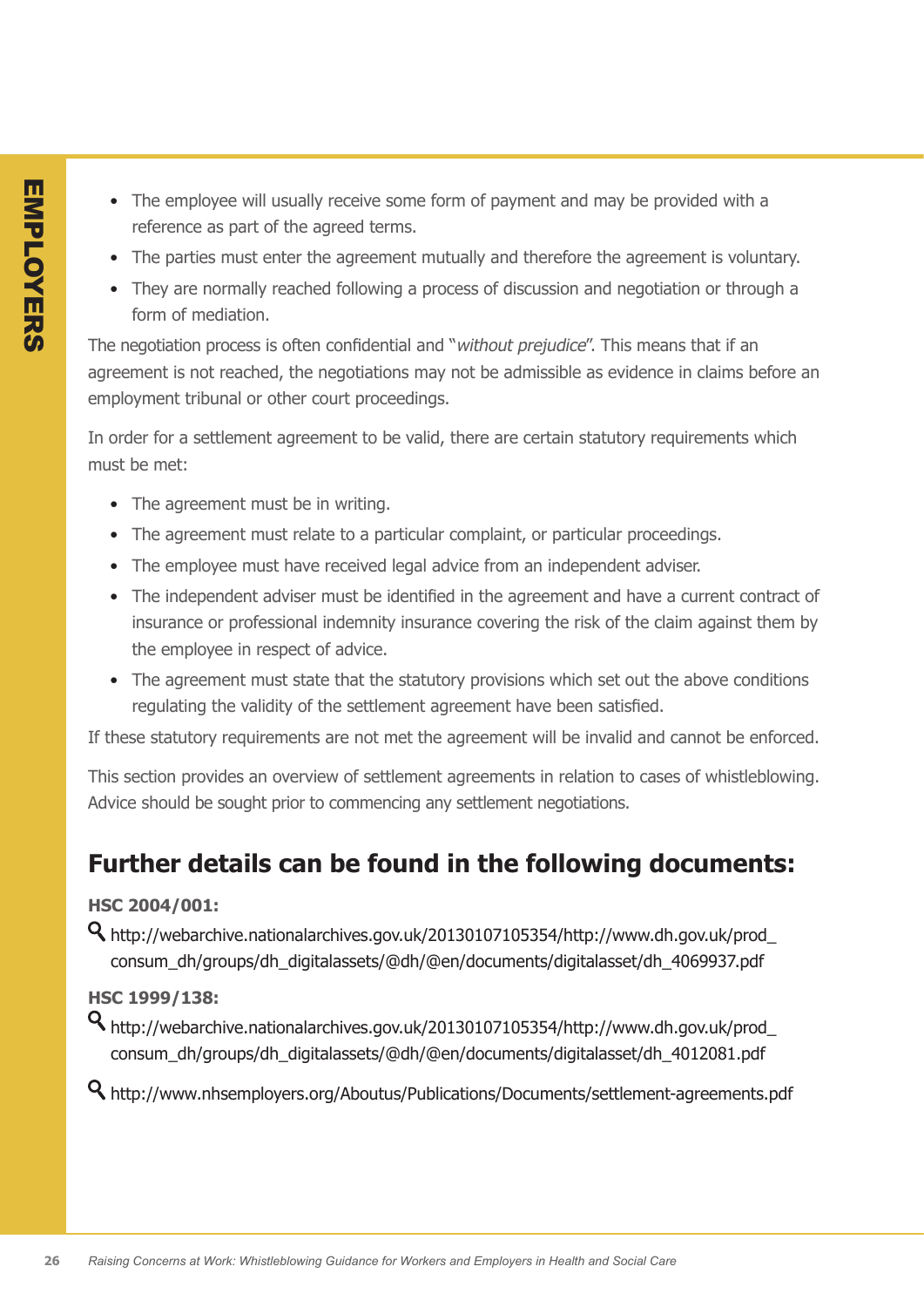- The employee will usually receive some form of payment and may be provided with a reference as part of the agreed terms.
- The parties must enter the agreement mutually and therefore the agreement is voluntary.
- They are normally reached following a process of discussion and negotiation or through a form of mediation.

The negotiation process is often confidential and "*without prejudice*". This means that if an agreement is not reached, the negotiations may not be admissible as evidence in claims before an employment tribunal or other court proceedings.

In order for a settlement agreement to be valid, there are certain statutory requirements which must be met:

- The agreement must be in writing.
- The agreement must relate to a particular complaint, or particular proceedings.
- The employee must have received legal advice from an independent adviser.
- The independent adviser must be identified in the agreement and have a current contract of insurance or professional indemnity insurance covering the risk of the claim against them by the employee in respect of advice.
- The agreement must state that the statutory provisions which set out the above conditions regulating the validity of the settlement agreement have been satisfied.

If these statutory requirements are not met the agreement will be invalid and cannot be enforced.

This section provides an overview of settlement agreements in relation to cases of whistleblowing. Advice should be sought prior to commencing any settlement negotiations.

## Further details can be found in the following documents:

**HSC 2004/001:**

http://webarchive.nationalarchives.gov.uk/20130107105354/http://www.dh.gov.uk/prod_consum_dh/groups/dh_digitalassets/@dh/@en/documents/digitalasset/dh_4069937.pdf

**HSC 1999/138:**

http://webarchive.nationalarchives.gov.uk/20130107105354/http://www.dh.gov.uk/prod_consum_dh/groups/dh_digitalassets/@dh/@en/documents/digitalasset/dh_4012081.pdf

http://www.nhsemployers.org/Aboutus/Publications/Documents/settlement-agreements.pdf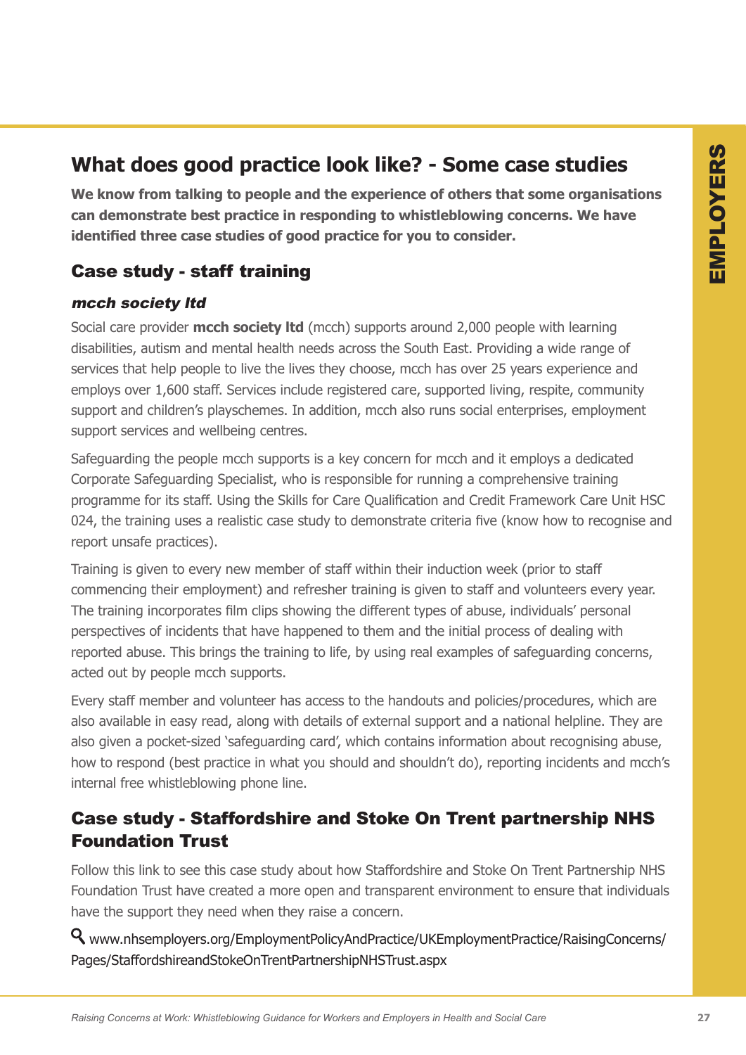## What does good practice look like? - Some case studies

**We know from talking to people and the experience of others that some organisations can demonstrate best practice in responding to whistleblowing concerns. We have identified three case studies of good practice for you to consider.**

### Case study - staff training

#### *mcch society ltd*

Social care provider **mcch society ltd** (mcch) supports around 2,000 people with learning disabilities, autism and mental health needs across the South East. Providing a wide range of services that help people to live the lives they choose, mcch has over 25 years experience and employs over 1,600 staff. Services include registered care, supported living, respite, community support and children's playschemes. In addition, mcch also runs social enterprises, employment support services and wellbeing centres.

Safeguarding the people mcch supports is a key concern for mcch and it employs a dedicated Corporate Safeguarding Specialist, who is responsible for running a comprehensive training programme for its staff. Using the Skills for Care Qualification and Credit Framework Care Unit HSC 024, the training uses a realistic case study to demonstrate criteria five (know how to recognise and report unsafe practices).

Training is given to every new member of staff within their induction week (prior to staff commencing their employment) and refresher training is given to staff and volunteers every year. The training incorporates film clips showing the different types of abuse, individuals' personal perspectives of incidents that have happened to them and the initial process of dealing with reported abuse. This brings the training to life, by using real examples of safeguarding concerns, acted out by people mcch supports.

Every staff member and volunteer has access to the handouts and policies/procedures, which are also available in easy read, along with details of external support and a national helpline. They are also given a pocket-sized 'safeguarding card', which contains information about recognising abuse, how to respond (best practice in what you should and shouldn't do), reporting incidents and mcch's internal free whistleblowing phone line.

### Case study - Staffordshire and Stoke On Trent partnership NHS Foundation Trust

Follow this link to see this case study about how Staffordshire and Stoke On Trent Partnership NHS Foundation Trust have created a more open and transparent environment to ensure that individuals have the support they need when they raise a concern.

www.nhsemployers.org/EmploymentPolicyAndPractice/UKEmploymentPractice/RaisingConcerns/Pages/StaffordshireandStokeOnTrentPartnershipNHSTrust.aspx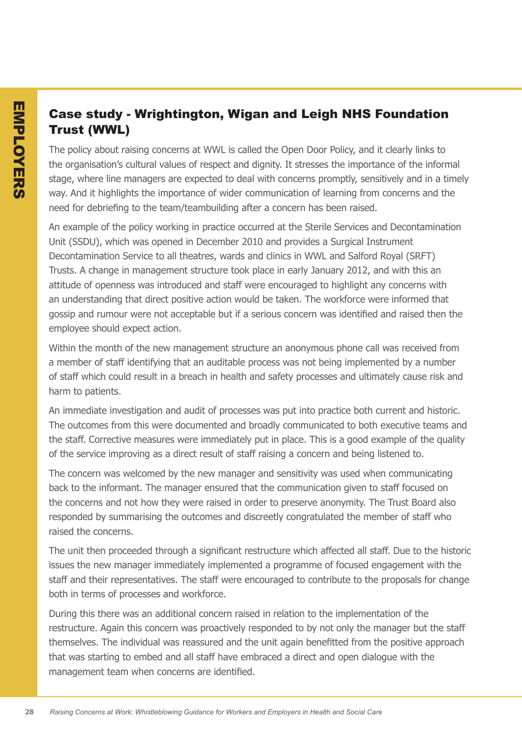## Case study - Wrightington, Wigan and Leigh NHS Foundation Trust (WWL)

The policy about raising concerns at WWL is called the Open Door Policy, and it clearly links to the organisation's cultural values of respect and dignity. It stresses the importance of the informal stage, where line managers are expected to deal with concerns promptly, sensitively and in a timely way. And it highlights the importance of wider communication of learning from concerns and the need for debriefing to the team/teambuilding after a concern has been raised.

An example of the policy working in practice occurred at the Sterile Services and Decontamination Unit (SSDU), which was opened in December 2010 and provides a Surgical Instrument Decontamination Service to all theatres, wards and clinics in WWL and Salford Royal (SRFT) Trusts. A change in management structure took place in early January 2012, and with this an attitude of openness was introduced and staff were encouraged to highlight any concerns with an understanding that direct positive action would be taken. The workforce were informed that gossip and rumour were not acceptable but if a serious concern was identified and raised then the employee should expect action.

Within the month of the new management structure an anonymous phone call was received from a member of staff identifying that an auditable process was not being implemented by a number of staff which could result in a breach in health and safety processes and ultimately cause risk and harm to patients.

An immediate investigation and audit of processes was put into practice both current and historic. The outcomes from this were documented and broadly communicated to both executive teams and the staff. Corrective measures were immediately put in place. This is a good example of the quality of the service improving as a direct result of staff raising a concern and being listened to.

The concern was welcomed by the new manager and sensitivity was used when communicating back to the informant. The manager ensured that the communication given to staff focused on the concerns and not how they were raised in order to preserve anonymity. The Trust Board also responded by summarising the outcomes and discreetly congratulated the member of staff who raised the concerns.

The unit then proceeded through a significant restructure which affected all staff. Due to the historic issues the new manager immediately implemented a programme of focused engagement with the staff and their representatives. The staff were encouraged to contribute to the proposals for change both in terms of processes and workforce.

During this there was an additional concern raised in relation to the implementation of the restructure. Again this concern was proactively responded to by not only the manager but the staff themselves. The individual was reassured and the unit again benefitted from the positive approach that was starting to embed and all staff have embraced a direct and open dialogue with the management team when concerns are identified.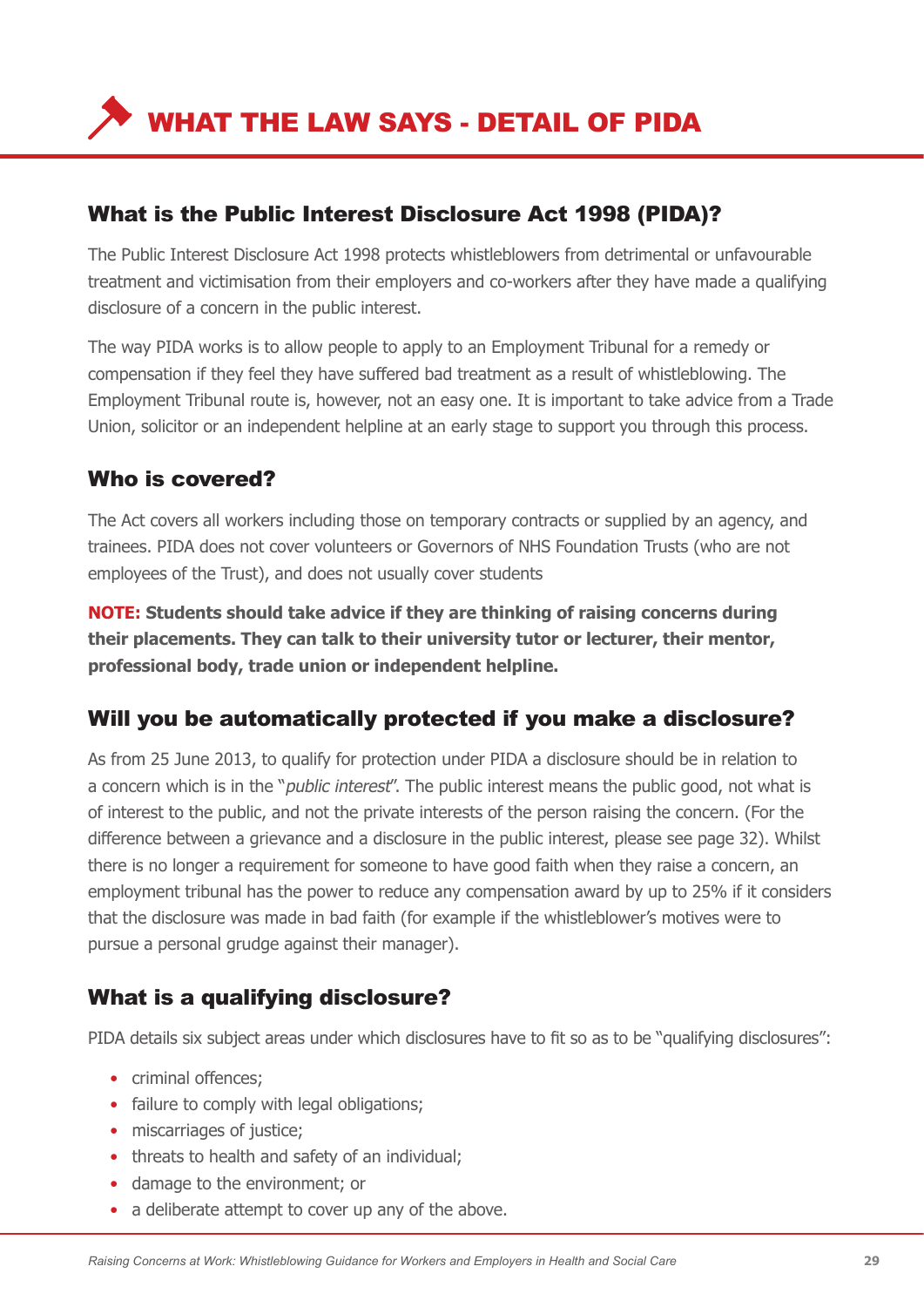# WHAT THE LAW SAYS - DETAIL OF PIDA

## What is the Public Interest Disclosure Act 1998 (PIDA)?

The Public Interest Disclosure Act 1998 protects whistleblowers from detrimental or unfavourable treatment and victimisation from their employers and co-workers after they have made a qualifying disclosure of a concern in the public interest.

The way PIDA works is to allow people to apply to an Employment Tribunal for a remedy or compensation if they feel they have suffered bad treatment as a result of whistleblowing. The Employment Tribunal route is, however, not an easy one. It is important to take advice from a Trade Union, solicitor or an independent helpline at an early stage to support you through this process.

## Who is covered?

The Act covers all workers including those on temporary contracts or supplied by an agency, and trainees. PIDA does not cover volunteers or Governors of NHS Foundation Trusts (who are not employees of the Trust), and does not usually cover students

**NOTE: Students should take advice if they are thinking of raising concerns during their placements. They can talk to their university tutor or lecturer, their mentor, professional body, trade union or independent helpline.**

## Will you be automatically protected if you make a disclosure?

As from 25 June 2013, to qualify for protection under PIDA a disclosure should be in relation to a concern which is in the "*public interest*". The public interest means the public good, not what is of interest to the public, and not the private interests of the person raising the concern. (For the difference between a grievance and a disclosure in the public interest, please see page 32). Whilst there is no longer a requirement for someone to have good faith when they raise a concern, an employment tribunal has the power to reduce any compensation award by up to 25% if it considers that the disclosure was made in bad faith (for example if the whistleblower's motives were to pursue a personal grudge against their manager).

## What is a qualifying disclosure?

PIDA details six subject areas under which disclosures have to fit so as to be "qualifying disclosures":

- criminal offences;
- failure to comply with legal obligations;
- miscarriages of justice;
- threats to health and safety of an individual;
- damage to the environment; or
- a deliberate attempt to cover up any of the above.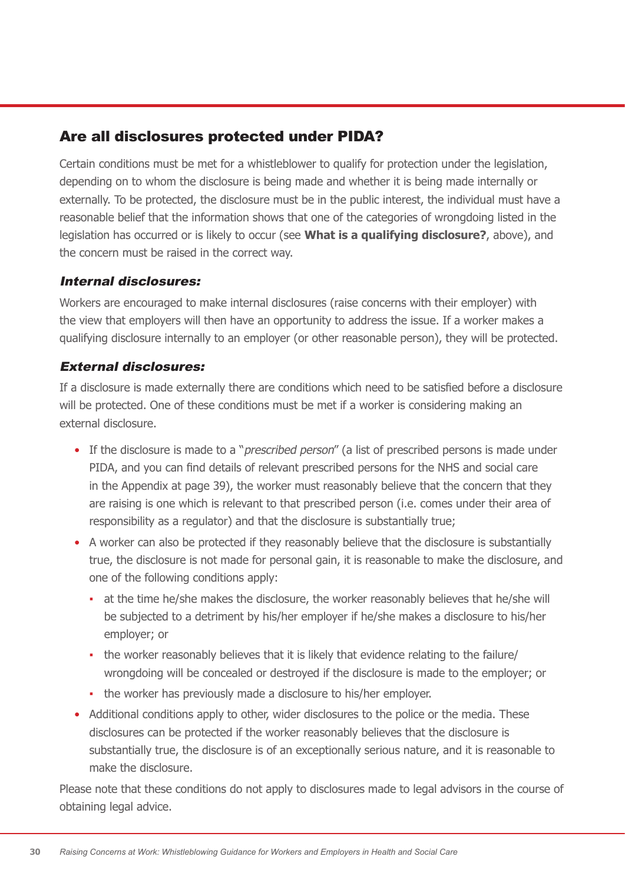## Are all disclosures protected under PIDA?

Certain conditions must be met for a whistleblower to qualify for protection under the legislation, depending on to whom the disclosure is being made and whether it is being made internally or externally. To be protected, the disclosure must be in the public interest, the individual must have a reasonable belief that the information shows that one of the categories of wrongdoing listed in the legislation has occurred or is likely to occur (see **What is a qualifying disclosure?**, above), and the concern must be raised in the correct way.

### *Internal disclosures:*

Workers are encouraged to make internal disclosures (raise concerns with their employer) with the view that employers will then have an opportunity to address the issue. If a worker makes a qualifying disclosure internally to an employer (or other reasonable person), they will be protected.

### *External disclosures:*

If a disclosure is made externally there are conditions which need to be satisfied before a disclosure will be protected. One of these conditions must be met if a worker is considering making an external disclosure.

- If the disclosure is made to a "*prescribed person*" (a list of prescribed persons is made under PIDA, and you can find details of relevant prescribed persons for the NHS and social care in the Appendix at page 39), the worker must reasonably believe that the concern that they are raising is one which is relevant to that prescribed person (i.e. comes under their area of responsibility as a regulator) and that the disclosure is substantially true;
- A worker can also be protected if they reasonably believe that the disclosure is substantially true, the disclosure is not made for personal gain, it is reasonable to make the disclosure, and one of the following conditions apply:
  - at the time he/she makes the disclosure, the worker reasonably believes that he/she will be subjected to a detriment by his/her employer if he/she makes a disclosure to his/her employer; or
  - the worker reasonably believes that it is likely that evidence relating to the failure/ wrongdoing will be concealed or destroyed if the disclosure is made to the employer; or
  - the worker has previously made a disclosure to his/her employer.
- Additional conditions apply to other, wider disclosures to the police or the media. These disclosures can be protected if the worker reasonably believes that the disclosure is substantially true, the disclosure is of an exceptionally serious nature, and it is reasonable to make the disclosure.

Please note that these conditions do not apply to disclosures made to legal advisors in the course of obtaining legal advice.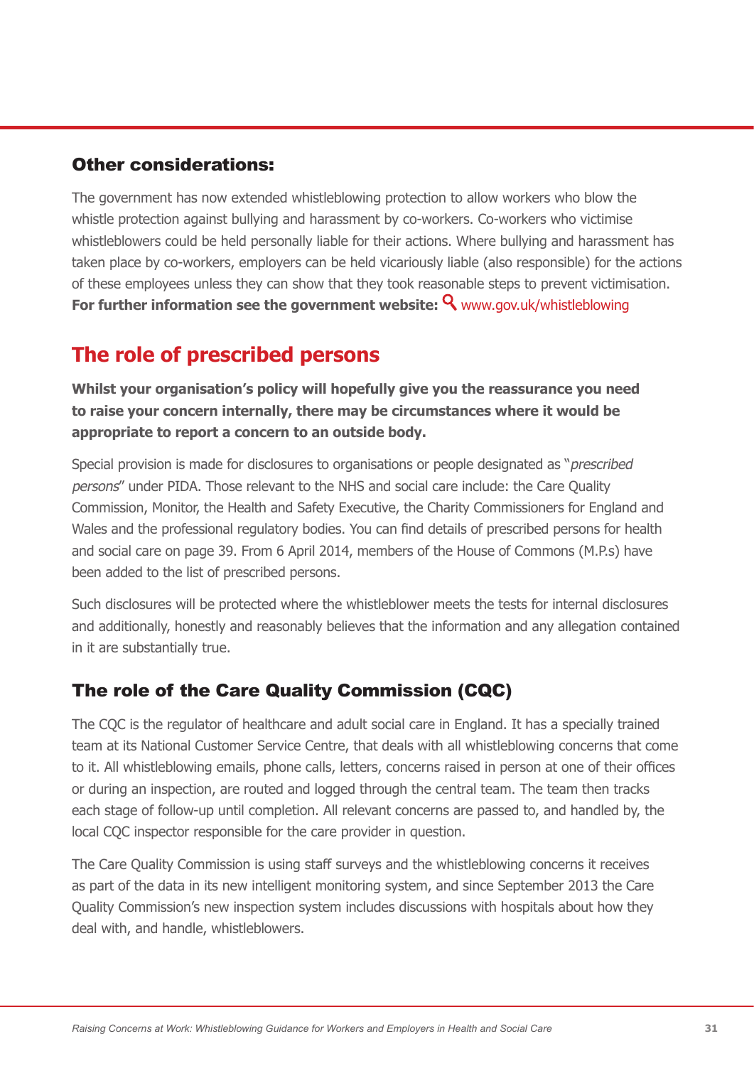### Other considerations:

The government has now extended whistleblowing protection to allow workers who blow the whistle protection against bullying and harassment by co-workers. Co-workers who victimise whistleblowers could be held personally liable for their actions. Where bullying and harassment has taken place by co-workers, employers can be held vicariously liable (also responsible) for the actions of these employees unless they can show that they took reasonable steps to prevent victimisation. **For further information see the government website:** www.gov.uk/whistleblowing

## The role of prescribed persons

**Whilst your organisation's policy will hopefully give you the reassurance you need to raise your concern internally, there may be circumstances where it would be appropriate to report a concern to an outside body.**

Special provision is made for disclosures to organisations or people designated as "*prescribed persons*" under PIDA. Those relevant to the NHS and social care include: the Care Quality Commission, Monitor, the Health and Safety Executive, the Charity Commissioners for England and Wales and the professional regulatory bodies. You can find details of prescribed persons for health and social care on page 39. From 6 April 2014, members of the House of Commons (M.P.s) have been added to the list of prescribed persons.

Such disclosures will be protected where the whistleblower meets the tests for internal disclosures and additionally, honestly and reasonably believes that the information and any allegation contained in it are substantially true.

### The role of the Care Quality Commission (CQC)

The CQC is the regulator of healthcare and adult social care in England. It has a specially trained team at its National Customer Service Centre, that deals with all whistleblowing concerns that come to it. All whistleblowing emails, phone calls, letters, concerns raised in person at one of their offices or during an inspection, are routed and logged through the central team. The team then tracks each stage of follow-up until completion. All relevant concerns are passed to, and handled by, the local CQC inspector responsible for the care provider in question.

The Care Quality Commission is using staff surveys and the whistleblowing concerns it receives as part of the data in its new intelligent monitoring system, and since September 2013 the Care Quality Commission's new inspection system includes discussions with hospitals about how they deal with, and handle, whistleblowers.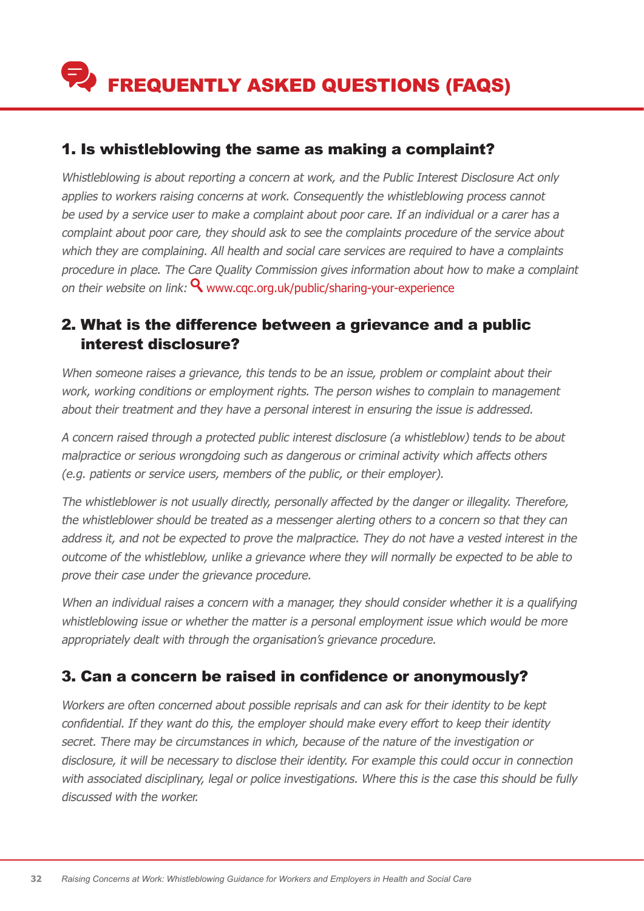# FREQUENTLY ASKED QUESTIONS (FAQS)

## 1. Is whistleblowing the same as making a complaint?

*Whistleblowing is about reporting a concern at work, and the Public Interest Disclosure Act only applies to workers raising concerns at work. Consequently the whistleblowing process cannot be used by a service user to make a complaint about poor care. If an individual or a carer has a complaint about poor care, they should ask to see the complaints procedure of the service about which they are complaining. All health and social care services are required to have a complaints procedure in place. The Care Quality Commission gives information about how to make a complaint on their website on link:* www.cqc.org.uk/public/sharing-your-experience

## 2. What is the difference between a grievance and a public interest disclosure?

*When someone raises a grievance, this tends to be an issue, problem or complaint about their work, working conditions or employment rights. The person wishes to complain to management about their treatment and they have a personal interest in ensuring the issue is addressed.*

*A concern raised through a protected public interest disclosure (a whistleblow) tends to be about malpractice or serious wrongdoing such as dangerous or criminal activity which affects others (e.g. patients or service users, members of the public, or their employer).*

*The whistleblower is not usually directly, personally affected by the danger or illegality. Therefore, the whistleblower should be treated as a messenger alerting others to a concern so that they can address it, and not be expected to prove the malpractice. They do not have a vested interest in the outcome of the whistleblow, unlike a grievance where they will normally be expected to be able to prove their case under the grievance procedure.*

*When an individual raises a concern with a manager, they should consider whether it is a qualifying whistleblowing issue or whether the matter is a personal employment issue which would be more appropriately dealt with through the organisation's grievance procedure.*

## 3. Can a concern be raised in confidence or anonymously?

*Workers are often concerned about possible reprisals and can ask for their identity to be kept confidential. If they want do this, the employer should make every effort to keep their identity secret. There may be circumstances in which, because of the nature of the investigation or disclosure, it will be necessary to disclose their identity. For example this could occur in connection with associated disciplinary, legal or police investigations. Where this is the case this should be fully discussed with the worker.*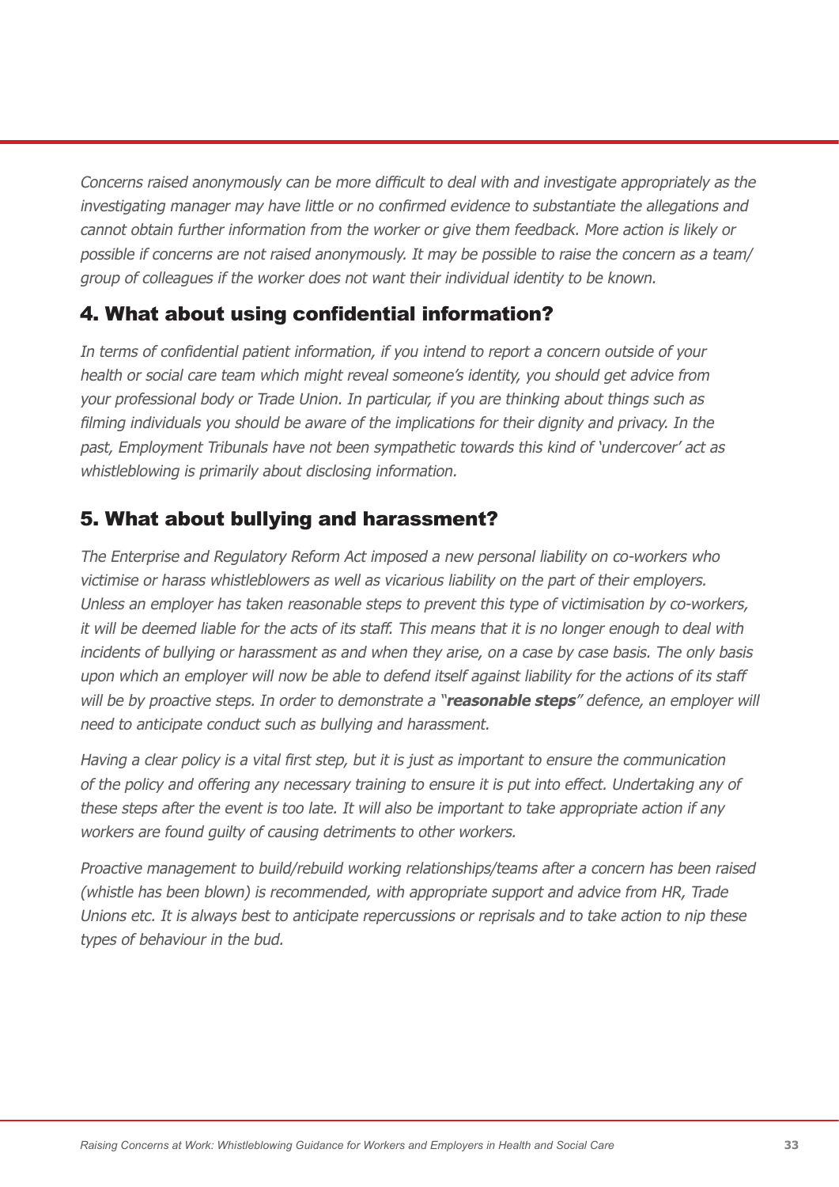*Concerns raised anonymously can be more difficult to deal with and investigate appropriately as the investigating manager may have little or no confirmed evidence to substantiate the allegations and cannot obtain further information from the worker or give them feedback. More action is likely or possible if concerns are not raised anonymously. It may be possible to raise the concern as a team/group of colleagues if the worker does not want their individual identity to be known.*

## 4. What about using confidential information?

*In terms of confidential patient information, if you intend to report a concern outside of your health or social care team which might reveal someone's identity, you should get advice from your professional body or Trade Union. In particular, if you are thinking about things such as filming individuals you should be aware of the implications for their dignity and privacy. In the past, Employment Tribunals have not been sympathetic towards this kind of 'undercover' act as whistleblowing is primarily about disclosing information.*

## 5. What about bullying and harassment?

*The Enterprise and Regulatory Reform Act imposed a new personal liability on co-workers who victimise or harass whistleblowers as well as vicarious liability on the part of their employers. Unless an employer has taken reasonable steps to prevent this type of victimisation by co-workers, it will be deemed liable for the acts of its staff. This means that it is no longer enough to deal with incidents of bullying or harassment as and when they arise, on a case by case basis. The only basis upon which an employer will now be able to defend itself against liability for the actions of its staff will be by proactive steps. In order to demonstrate a "**reasonable steps**" defence, an employer will need to anticipate conduct such as bullying and harassment.*

*Having a clear policy is a vital first step, but it is just as important to ensure the communication of the policy and offering any necessary training to ensure it is put into effect. Undertaking any of these steps after the event is too late. It will also be important to take appropriate action if any workers are found guilty of causing detriments to other workers.*

*Proactive management to build/rebuild working relationships/teams after a concern has been raised (whistle has been blown) is recommended, with appropriate support and advice from HR, Trade Unions etc. It is always best to anticipate repercussions or reprisals and to take action to nip these types of behaviour in the bud.*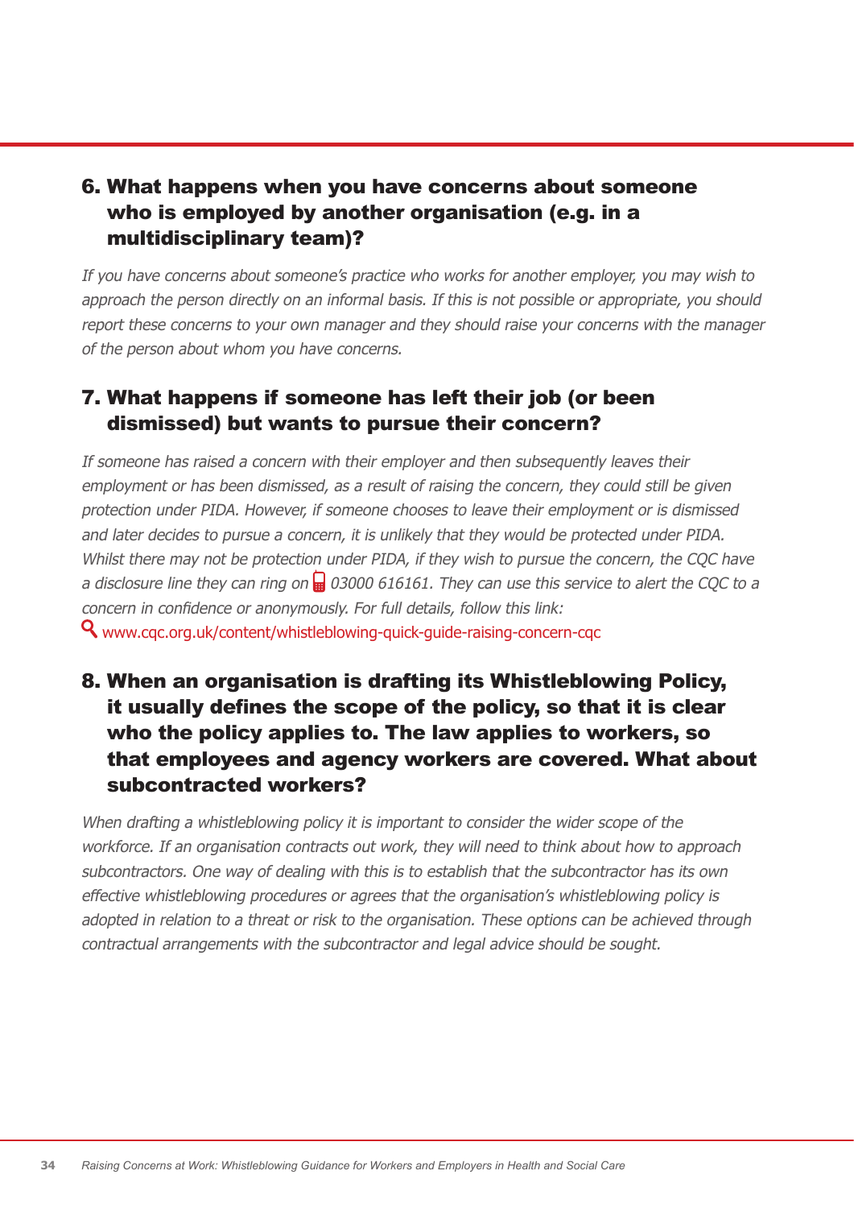## 6. What happens when you have concerns about someone who is employed by another organisation (e.g. in a multidisciplinary team)?

*If you have concerns about someone's practice who works for another employer, you may wish to approach the person directly on an informal basis. If this is not possible or appropriate, you should report these concerns to your own manager and they should raise your concerns with the manager of the person about whom you have concerns.*

## 7. What happens if someone has left their job (or been dismissed) but wants to pursue their concern?

*If someone has raised a concern with their employer and then subsequently leaves their employment or has been dismissed, as a result of raising the concern, they could still be given protection under PIDA. However, if someone chooses to leave their employment or is dismissed and later decides to pursue a concern, it is unlikely that they would be protected under PIDA. Whilst there may not be protection under PIDA, if they wish to pursue the concern, the CQC have a disclosure line they can ring on 03000 616161. They can use this service to alert the CQC to a concern in confidence or anonymously. For full details, follow this link:*

www.cqc.org.uk/content/whistleblowing-quick-guide-raising-concern-cqc

## 8. When an organisation is drafting its Whistleblowing Policy, it usually defines the scope of the policy, so that it is clear who the policy applies to. The law applies to workers, so that employees and agency workers are covered. What about subcontracted workers?

*When drafting a whistleblowing policy it is important to consider the wider scope of the workforce. If an organisation contracts out work, they will need to think about how to approach subcontractors. One way of dealing with this is to establish that the subcontractor has its own effective whistleblowing procedures or agrees that the organisation's whistleblowing policy is adopted in relation to a threat or risk to the organisation. These options can be achieved through contractual arrangements with the subcontractor and legal advice should be sought.*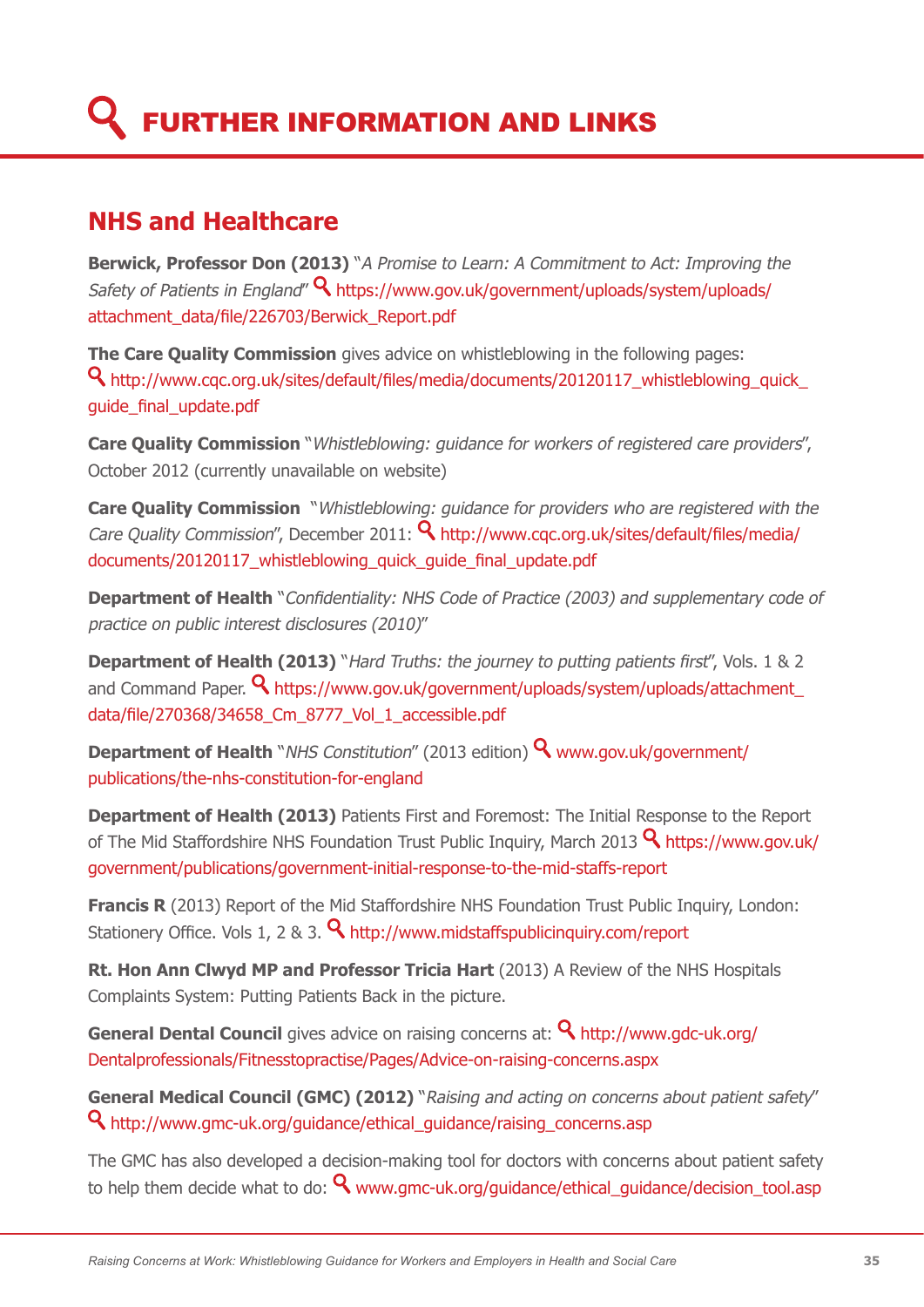# FURTHER INFORMATION AND LINKS

## NHS and Healthcare

**Berwick, Professor Don (2013)** "*A Promise to Learn: A Commitment to Act: Improving the Safety of Patients in England*" https://www.gov.uk/government/uploads/system/uploads/attachment_data/file/226703/Berwick_Report.pdf

**The Care Quality Commission** gives advice on whistleblowing in the following pages: http://www.cqc.org.uk/sites/default/files/media/documents/20120117_whistleblowing_quick_guide_final_update.pdf

**Care Quality Commission** "*Whistleblowing: guidance for workers of registered care providers*", October 2012 (currently unavailable on website)

**Care Quality Commission** "*Whistleblowing: guidance for providers who are registered with the Care Quality Commission*", December 2011: http://www.cqc.org.uk/sites/default/files/media/documents/20120117_whistleblowing_quick_guide_final_update.pdf

**Department of Health** "*Confidentiality: NHS Code of Practice (2003) and supplementary code of practice on public interest disclosures (2010)*"

**Department of Health (2013)** "*Hard Truths: the journey to putting patients first*", Vols. 1 & 2 and Command Paper. https://www.gov.uk/government/uploads/system/uploads/attachment_data/file/270368/34658_Cm_8777_Vol_1_accessible.pdf

**Department of Health** "*NHS Constitution*" (2013 edition) www.gov.uk/government/publications/the-nhs-constitution-for-england

**Department of Health (2013)** Patients First and Foremost: The Initial Response to the Report of The Mid Staffordshire NHS Foundation Trust Public Inquiry, March 2013 https://www.gov.uk/government/publications/government-initial-response-to-the-mid-staffs-report

**Francis R** (2013) Report of the Mid Staffordshire NHS Foundation Trust Public Inquiry, London: Stationery Office. Vols 1, 2 & 3. http://www.midstaffspublicinquiry.com/report

**Rt. Hon Ann Clwyd MP and Professor Tricia Hart** (2013) A Review of the NHS Hospitals Complaints System: Putting Patients Back in the picture.

**General Dental Council** gives advice on raising concerns at: http://www.gdc-uk.org/Dentalprofessionals/Fitnesstopractise/Pages/Advice-on-raising-concerns.aspx

**General Medical Council (GMC) (2012)** "*Raising and acting on concerns about patient safety*" http://www.gmc-uk.org/guidance/ethical_guidance/raising_concerns.asp

The GMC has also developed a decision-making tool for doctors with concerns about patient safety to help them decide what to do: www.gmc-uk.org/guidance/ethical_guidance/decision_tool.asp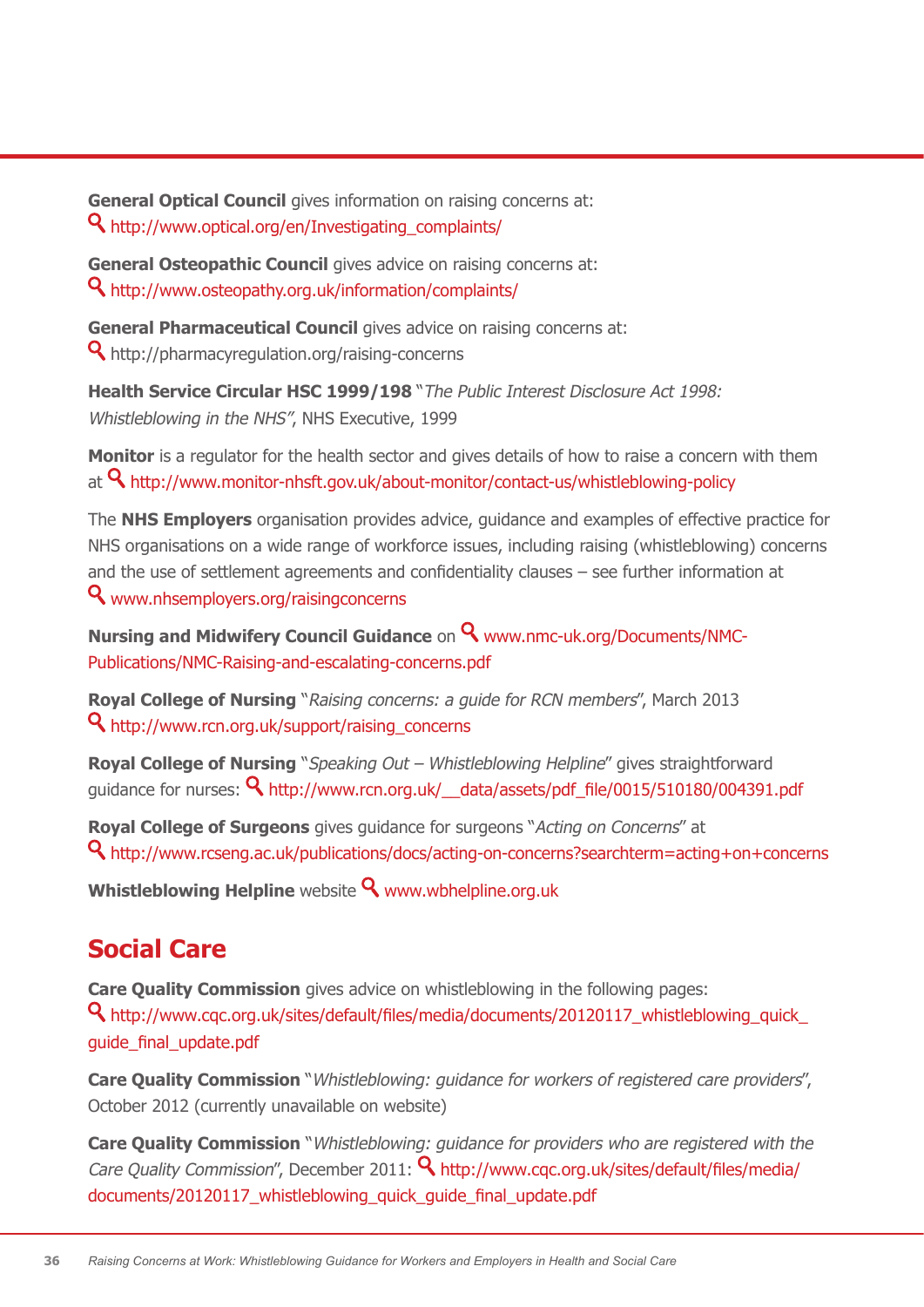**General Optical Council** gives information on raising concerns at:
http://www.optical.org/en/Investigating_complaints/

**General Osteopathic Council** gives advice on raising concerns at:
http://www.osteopathy.org.uk/information/complaints/

**General Pharmaceutical Council** gives advice on raising concerns at:
http://pharmacyregulation.org/raising-concerns

**Health Service Circular HSC 1999/198** "*The Public Interest Disclosure Act 1998: Whistleblowing in the NHS*", NHS Executive, 1999

**Monitor** is a regulator for the health sector and gives details of how to raise a concern with them at http://www.monitor-nhsft.gov.uk/about-monitor/contact-us/whistleblowing-policy

The **NHS Employers** organisation provides advice, guidance and examples of effective practice for NHS organisations on a wide range of workforce issues, including raising (whistleblowing) concerns and the use of settlement agreements and confidentiality clauses – see further information at www.nhsemployers.org/raisingconcerns

**Nursing and Midwifery Council Guidance** on www.nmc-uk.org/Documents/NMC-Publications/NMC-Raising-and-escalating-concerns.pdf

**Royal College of Nursing** "*Raising concerns: a guide for RCN members*", March 2013
http://www.rcn.org.uk/support/raising_concerns

**Royal College of Nursing** "*Speaking Out – Whistleblowing Helpline*" gives straightforward guidance for nurses: http://www.rcn.org.uk/__data/assets/pdf_file/0015/510180/004391.pdf

**Royal College of Surgeons** gives guidance for surgeons "*Acting on Concerns*" at
http://www.rcseng.ac.uk/publications/docs/acting-on-concerns?searchterm=acting+on+concerns

**Whistleblowing Helpline** website www.wbhelpline.org.uk

## Social Care

**Care Quality Commission** gives advice on whistleblowing in the following pages:
http://www.cqc.org.uk/sites/default/files/media/documents/20120117_whistleblowing_quick_guide_final_update.pdf

**Care Quality Commission** "*Whistleblowing: guidance for workers of registered care providers*", October 2012 (currently unavailable on website)

**Care Quality Commission** "*Whistleblowing: guidance for providers who are registered with the Care Quality Commission*", December 2011: http://www.cqc.org.uk/sites/default/files/media/documents/20120117_whistleblowing_quick_guide_final_update.pdf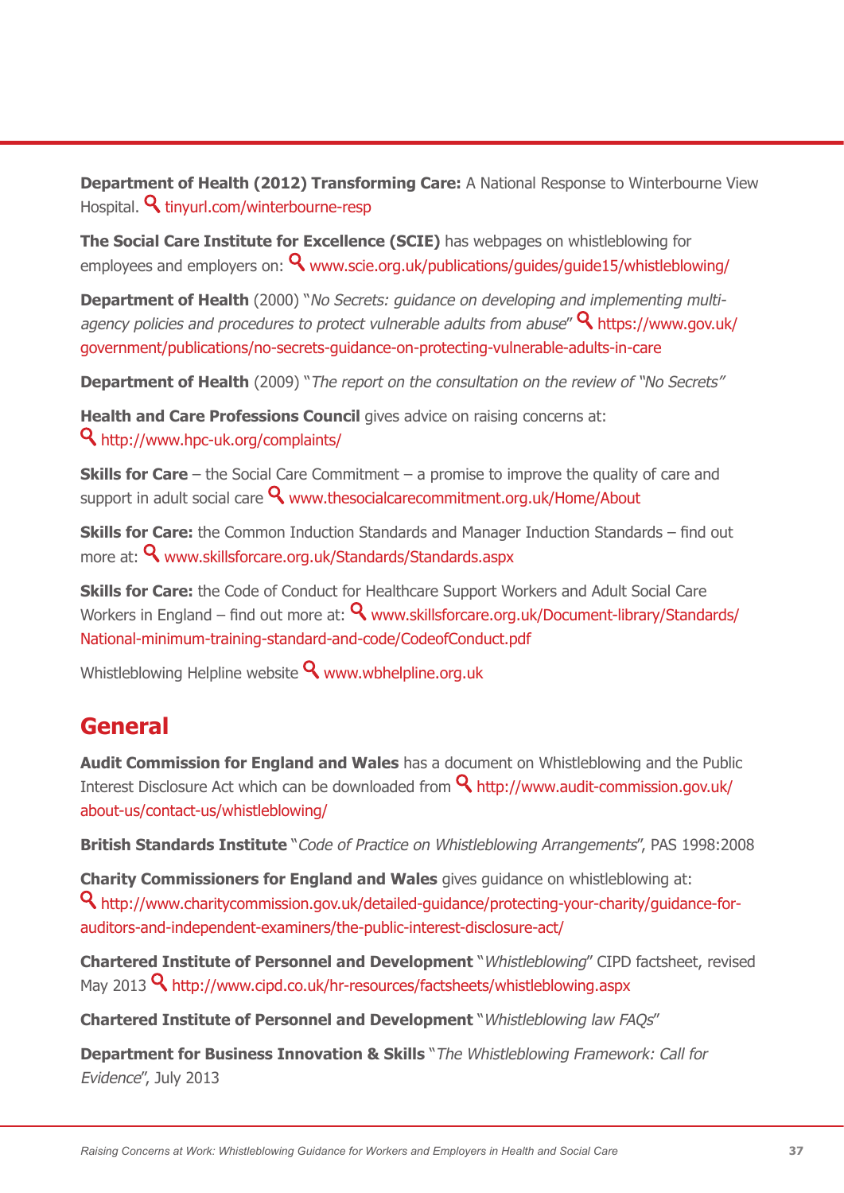**Department of Health (2012) Transforming Care:** A National Response to Winterbourne View Hospital. tinyurl.com/winterbourne-resp

**The Social Care Institute for Excellence (SCIE)** has webpages on whistleblowing for employees and employers on: www.scie.org.uk/publications/guides/guide15/whistleblowing/

**Department of Health** (2000) "*No Secrets: guidance on developing and implementing multi-agency policies and procedures to protect vulnerable adults from abuse*" https://www.gov.uk/government/publications/no-secrets-guidance-on-protecting-vulnerable-adults-in-care

**Department of Health** (2009) "*The report on the consultation on the review of "No Secrets"*"

**Health and Care Professions Council** gives advice on raising concerns at: http://www.hpc-uk.org/complaints/

**Skills for Care** – the Social Care Commitment – a promise to improve the quality of care and support in adult social care www.thesocialcarecommitment.org.uk/Home/About

**Skills for Care:** the Common Induction Standards and Manager Induction Standards – find out more at: www.skillsforcare.org.uk/Standards/Standards.aspx

**Skills for Care:** the Code of Conduct for Healthcare Support Workers and Adult Social Care Workers in England – find out more at: www.skillsforcare.org.uk/Document-library/Standards/National-minimum-training-standard-and-code/CodeofConduct.pdf

Whistleblowing Helpline website www.wbhelpline.org.uk

## General

**Audit Commission for England and Wales** has a document on Whistleblowing and the Public Interest Disclosure Act which can be downloaded from http://www.audit-commission.gov.uk/about-us/contact-us/whistleblowing/

**British Standards Institute** "*Code of Practice on Whistleblowing Arrangements*", PAS 1998:2008

**Charity Commissioners for England and Wales** gives guidance on whistleblowing at: http://www.charitycommission.gov.uk/detailed-guidance/protecting-your-charity/guidance-for-auditors-and-independent-examiners/the-public-interest-disclosure-act/

**Chartered Institute of Personnel and Development** "*Whistleblowing*" CIPD factsheet, revised May 2013 http://www.cipd.co.uk/hr-resources/factsheets/whistleblowing.aspx

**Chartered Institute of Personnel and Development** "*Whistleblowing law FAQs*"

**Department for Business Innovation & Skills** "*The Whistleblowing Framework: Call for Evidence*", July 2013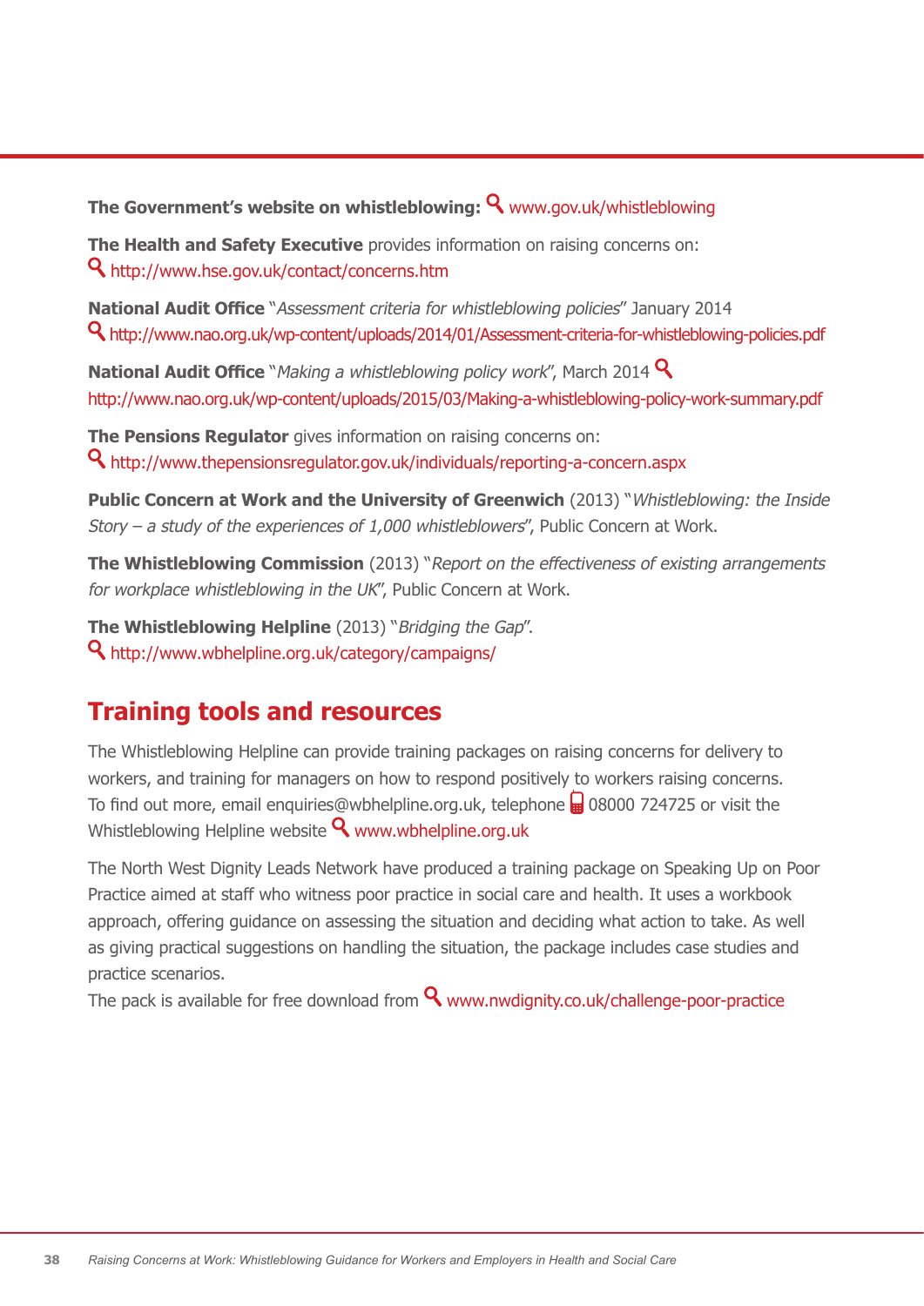**The Government's website on whistleblowing:** www.gov.uk/whistleblowing

**The Health and Safety Executive** provides information on raising concerns on: http://www.hse.gov.uk/contact/concerns.htm

**National Audit Office** "*Assessment criteria for whistleblowing policies*" January 2014 http://www.nao.org.uk/wp-content/uploads/2014/01/Assessment-criteria-for-whistleblowing-policies.pdf

**National Audit Office** "*Making a whistleblowing policy work*", March 2014 http://www.nao.org.uk/wp-content/uploads/2015/03/Making-a-whistleblowing-policy-work-summary.pdf

**The Pensions Regulator** gives information on raising concerns on: http://www.thepensionsregulator.gov.uk/individuals/reporting-a-concern.aspx

**Public Concern at Work and the University of Greenwich** (2013) "*Whistleblowing: the Inside Story – a study of the experiences of 1,000 whistleblowers*", Public Concern at Work.

**The Whistleblowing Commission** (2013) "*Report on the effectiveness of existing arrangements for workplace whistleblowing in the UK*", Public Concern at Work.

**The Whistleblowing Helpline** (2013) "*Bridging the Gap*". http://www.wbhelpline.org.uk/category/campaigns/

## Training tools and resources

The Whistleblowing Helpline can provide training packages on raising concerns for delivery to workers, and training for managers on how to respond positively to workers raising concerns. To find out more, email enquiries@wbhelpline.org.uk, telephone 08000 724725 or visit the Whistleblowing Helpline website www.wbhelpline.org.uk

The North West Dignity Leads Network have produced a training package on Speaking Up on Poor Practice aimed at staff who witness poor practice in social care and health. It uses a workbook approach, offering guidance on assessing the situation and deciding what action to take. As well as giving practical suggestions on handling the situation, the package includes case studies and practice scenarios.
The pack is available for free download from www.nwdignity.co.uk/challenge-poor-practice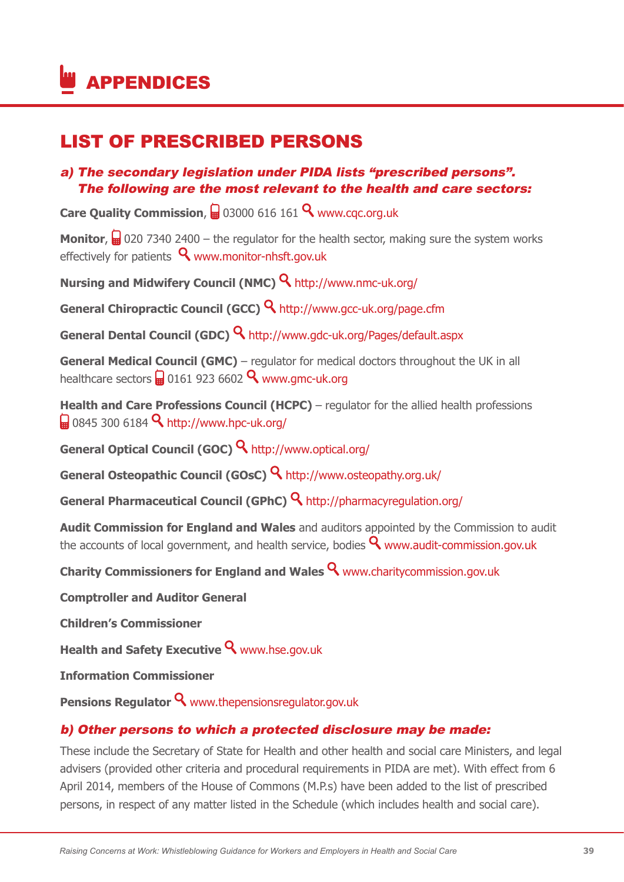# APPENDICES

## LIST OF PRESCRIBED PERSONS

### *a) The secondary legislation under PIDA lists "prescribed persons". The following are the most relevant to the health and care sectors:*

**Care Quality Commission**, 03000 616 161 www.cqc.org.uk

**Monitor**, 020 7340 2400 – the regulator for the health sector, making sure the system works effectively for patients www.monitor-nhsft.gov.uk

**Nursing and Midwifery Council (NMC)** http://www.nmc-uk.org/

**General Chiropractic Council (GCC)** http://www.gcc-uk.org/page.cfm

**General Dental Council (GDC)** http://www.gdc-uk.org/Pages/default.aspx

**General Medical Council (GMC)** – regulator for medical doctors throughout the UK in all healthcare sectors 0161 923 6602 www.gmc-uk.org

**Health and Care Professions Council (HCPC)** – regulator for the allied health professions 0845 300 6184 http://www.hpc-uk.org/

**General Optical Council (GOC)** http://www.optical.org/

**General Osteopathic Council (GOsC)** http://www.osteopathy.org.uk/

**General Pharmaceutical Council (GPhC)** http://pharmacyregulation.org/

**Audit Commission for England and Wales** and auditors appointed by the Commission to audit the accounts of local government, and health service, bodies www.audit-commission.gov.uk

**Charity Commissioners for England and Wales** www.charitycommission.gov.uk

**Comptroller and Auditor General**

**Children's Commissioner**

**Health and Safety Executive** www.hse.gov.uk

**Information Commissioner**

**Pensions Regulator** www.thepensionsregulator.gov.uk

### *b) Other persons to which a protected disclosure may be made:*

These include the Secretary of State for Health and other health and social care Ministers, and legal advisers (provided other criteria and procedural requirements in PIDA are met). With effect from 6 April 2014, members of the House of Commons (M.P.s) have been added to the list of prescribed persons, in respect of any matter listed in the Schedule (which includes health and social care).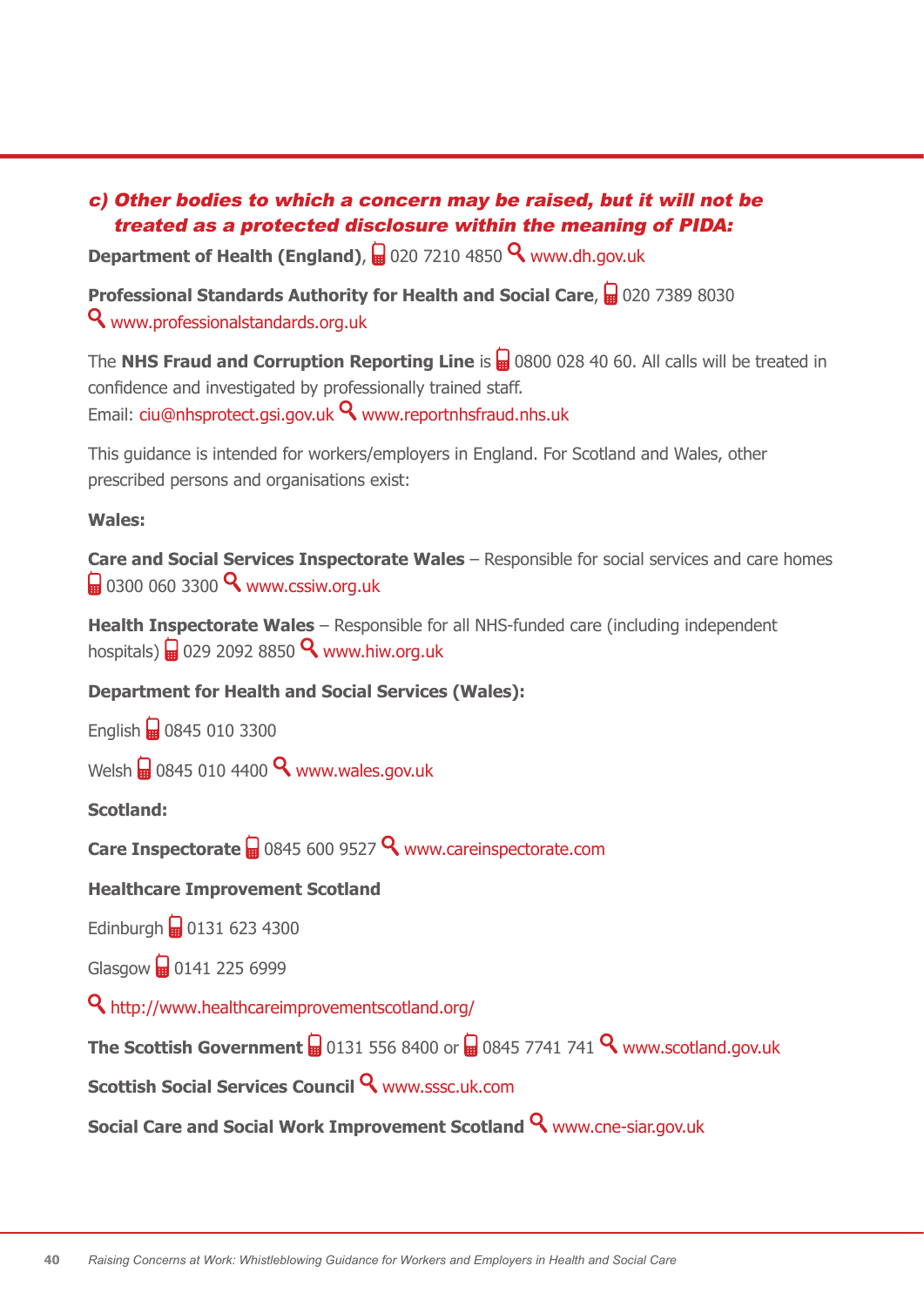### *c) Other bodies to which a concern may be raised, but it will not be treated as a protected disclosure within the meaning of PIDA:*

**Department of Health (England)**, 020 7210 4850 www.dh.gov.uk

**Professional Standards Authority for Health and Social Care**, 020 7389 8030 www.professionalstandards.org.uk

The **NHS Fraud and Corruption Reporting Line** is 0800 028 40 60. All calls will be treated in confidence and investigated by professionally trained staff.
Email: ciu@nhsprotect.gsi.gov.uk www.reportnhsfraud.nhs.uk

This guidance is intended for workers/employers in England. For Scotland and Wales, other prescribed persons and organisations exist:

**Wales:**

**Care and Social Services Inspectorate Wales** – Responsible for social services and care homes 0300 060 3300 www.cssiw.org.uk

**Health Inspectorate Wales** – Responsible for all NHS-funded care (including independent hospitals) 029 2092 8850 www.hiw.org.uk

**Department for Health and Social Services (Wales):**

English 0845 010 3300

Welsh 0845 010 4400 www.wales.gov.uk

**Scotland:**

**Care Inspectorate** 0845 600 9527 www.careinspectorate.com

**Healthcare Improvement Scotland**

Edinburgh 0131 623 4300

Glasgow 0141 225 6999

http://www.healthcareimprovementscotland.org/

**The Scottish Government** 0131 556 8400 or 0845 7741 741 www.scotland.gov.uk

**Scottish Social Services Council** www.sssc.uk.com

**Social Care and Social Work Improvement Scotland** www.cne-siar.gov.uk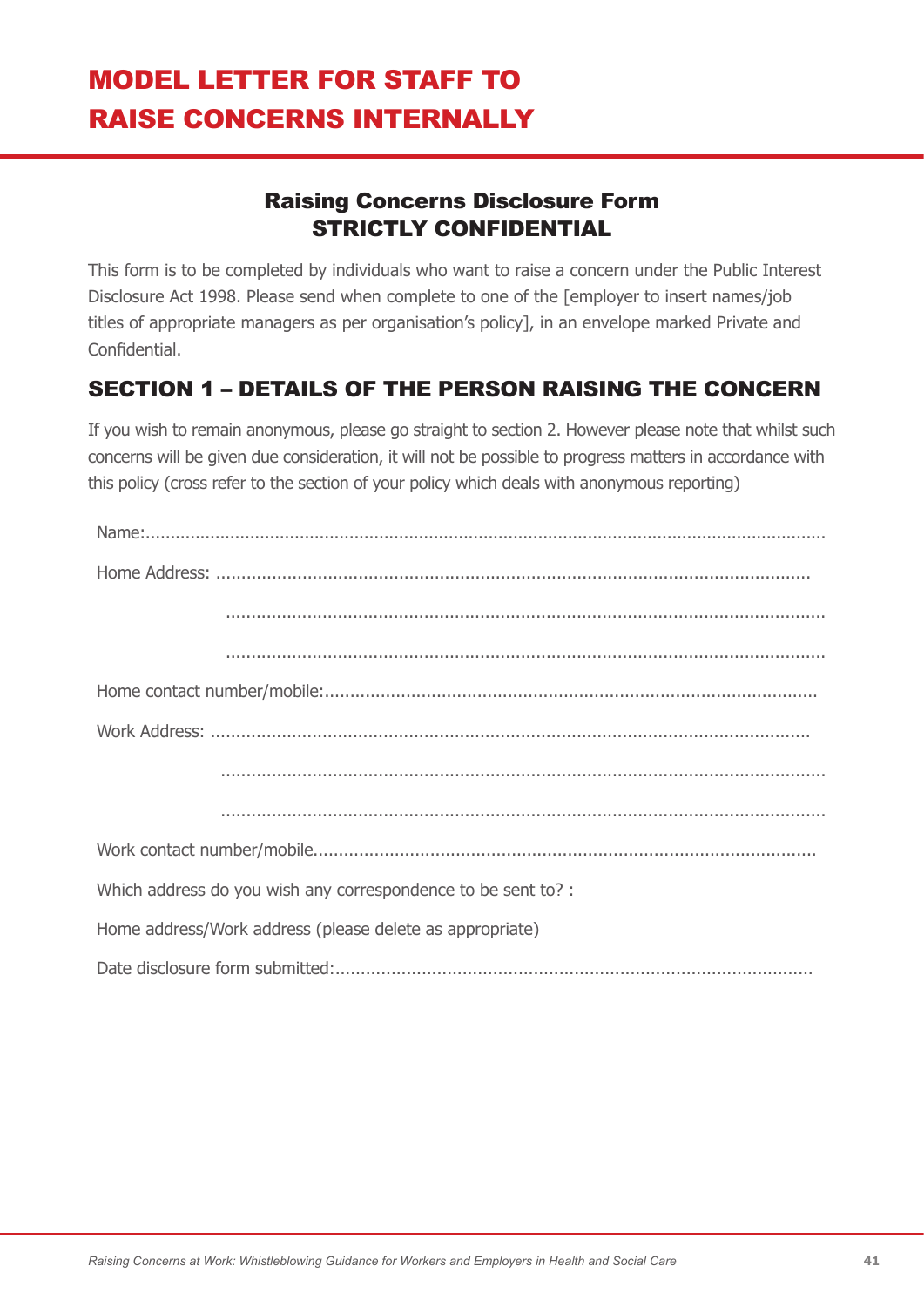# MODEL LETTER FOR STAFF TO RAISE CONCERNS INTERNALLY

## Raising Concerns Disclosure Form
## STRICTLY CONFIDENTIAL

This form is to be completed by individuals who want to raise a concern under the Public Interest Disclosure Act 1998. Please send when complete to one of the [employer to insert names/job titles of appropriate managers as per organisation's policy], in an envelope marked Private and Confidential.

## SECTION 1 – DETAILS OF THE PERSON RAISING THE CONCERN

If you wish to remain anonymous, please go straight to section 2. However please note that whilst such concerns will be given due consideration, it will not be possible to progress matters in accordance with this policy (cross refer to the section of your policy which deals with anonymous reporting)

Name:......................................................................................................................................

Home Address: ....................................................................................................................

.......................................................................................................................

.......................................................................................................................

Home contact number/mobile:................................................................................................

Work Address: .....................................................................................................................

.......................................................................................................................

.......................................................................................................................

Work contact number/mobile..................................................................................................

Which address do you wish any correspondence to be sent to? :

Home address/Work address (please delete as appropriate)

Date disclosure form submitted:.............................................................................................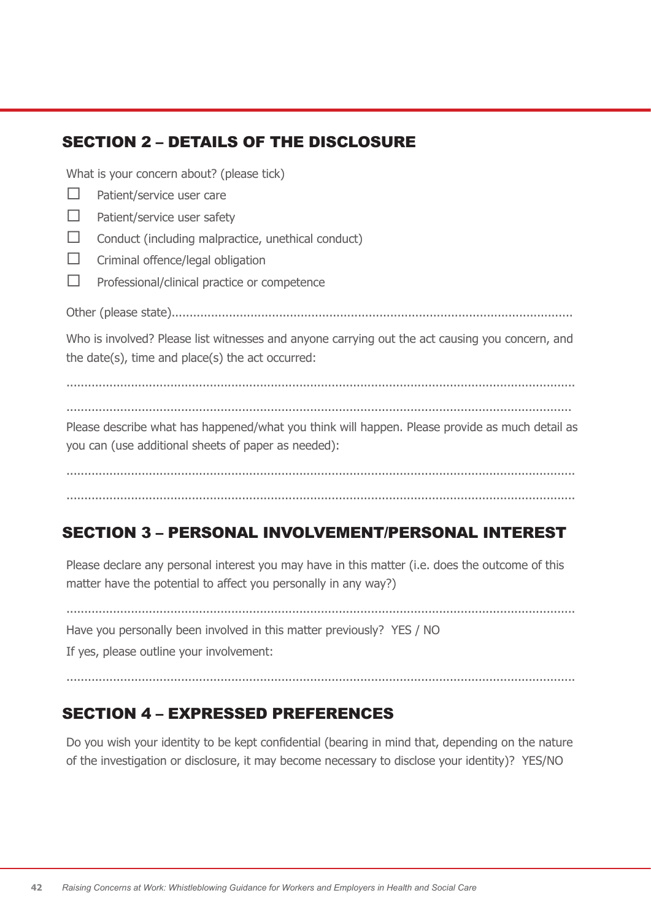## SECTION 2 – DETAILS OF THE DISCLOSURE

What is your concern about? (please tick)

- ☐ Patient/service user care
- ☐ Patient/service user safety
- ☐ Conduct (including malpractice, unethical conduct)
- ☐ Criminal offence/legal obligation
- ☐ Professional/clinical practice or competence

Other (please state)..................................................................................................................

Who is involved? Please list witnesses and anyone carrying out the act causing you concern, and the date(s), time and place(s) the act occurred:

.......................................................................................................................................

.......................................................................................................................................

Please describe what has happened/what you think will happen. Please provide as much detail as you can (use additional sheets of paper as needed):

.......................................................................................................................................

.......................................................................................................................................

## SECTION 3 – PERSONAL INVOLVEMENT/PERSONAL INTEREST

Please declare any personal interest you may have in this matter (i.e. does the outcome of this matter have the potential to affect you personally in any way?)

.......................................................................................................................................

Have you personally been involved in this matter previously? YES / NO

If yes, please outline your involvement:

.......................................................................................................................................

## SECTION 4 – EXPRESSED PREFERENCES

Do you wish your identity to be kept confidential (bearing in mind that, depending on the nature of the investigation or disclosure, it may become necessary to disclose your identity)? YES/NO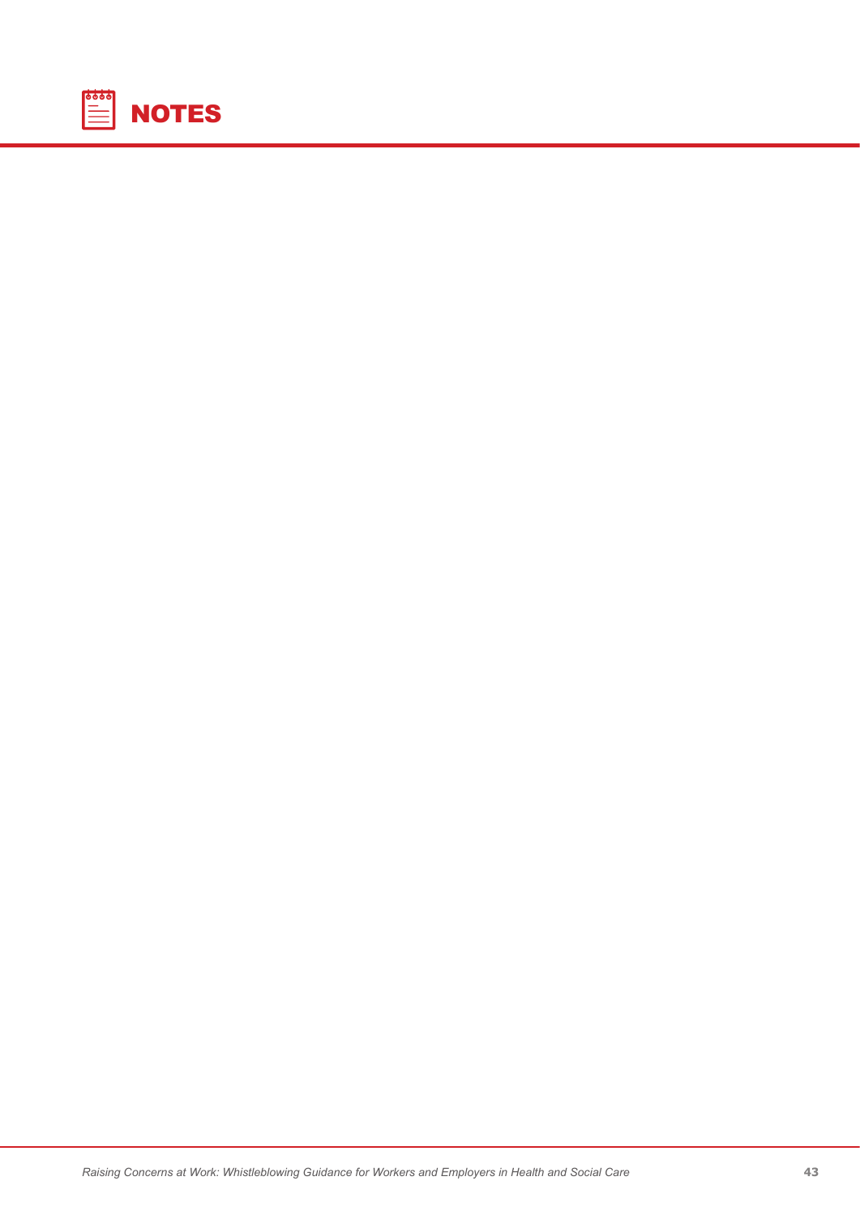# NOTES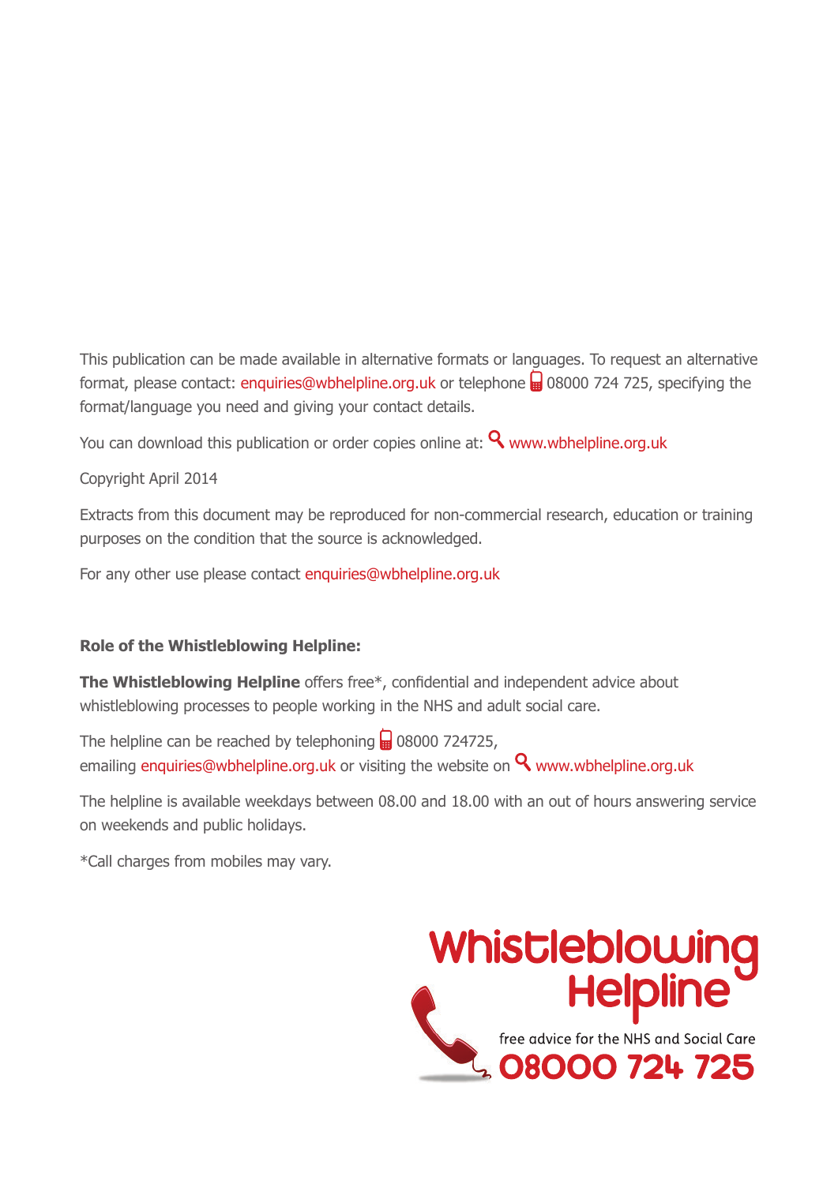This publication can be made available in alternative formats or languages. To request an alternative format, please contact: enquiries@wbhelpline.org.uk or telephone 08000 724 725, specifying the format/language you need and giving your contact details.

You can download this publication or order copies online at: www.wbhelpline.org.uk

Copyright April 2014

Extracts from this document may be reproduced for non-commercial research, education or training purposes on the condition that the source is acknowledged.

For any other use please contact enquiries@wbhelpline.org.uk

**Role of the Whistleblowing Helpline:**

**The Whistleblowing Helpline** offers free*, confidential and independent advice about whistleblowing processes to people working in the NHS and adult social care.

The helpline can be reached by telephoning 08000 724725, emailing enquiries@wbhelpline.org.uk or visiting the website on www.wbhelpline.org.uk

The helpline is available weekdays between 08.00 and 18.00 with an out of hours answering service on weekends and public holidays.

*Call charges from mobiles may vary.

Whistleblowing Helpline

free advice for the NHS and Social Care

08000 724 725